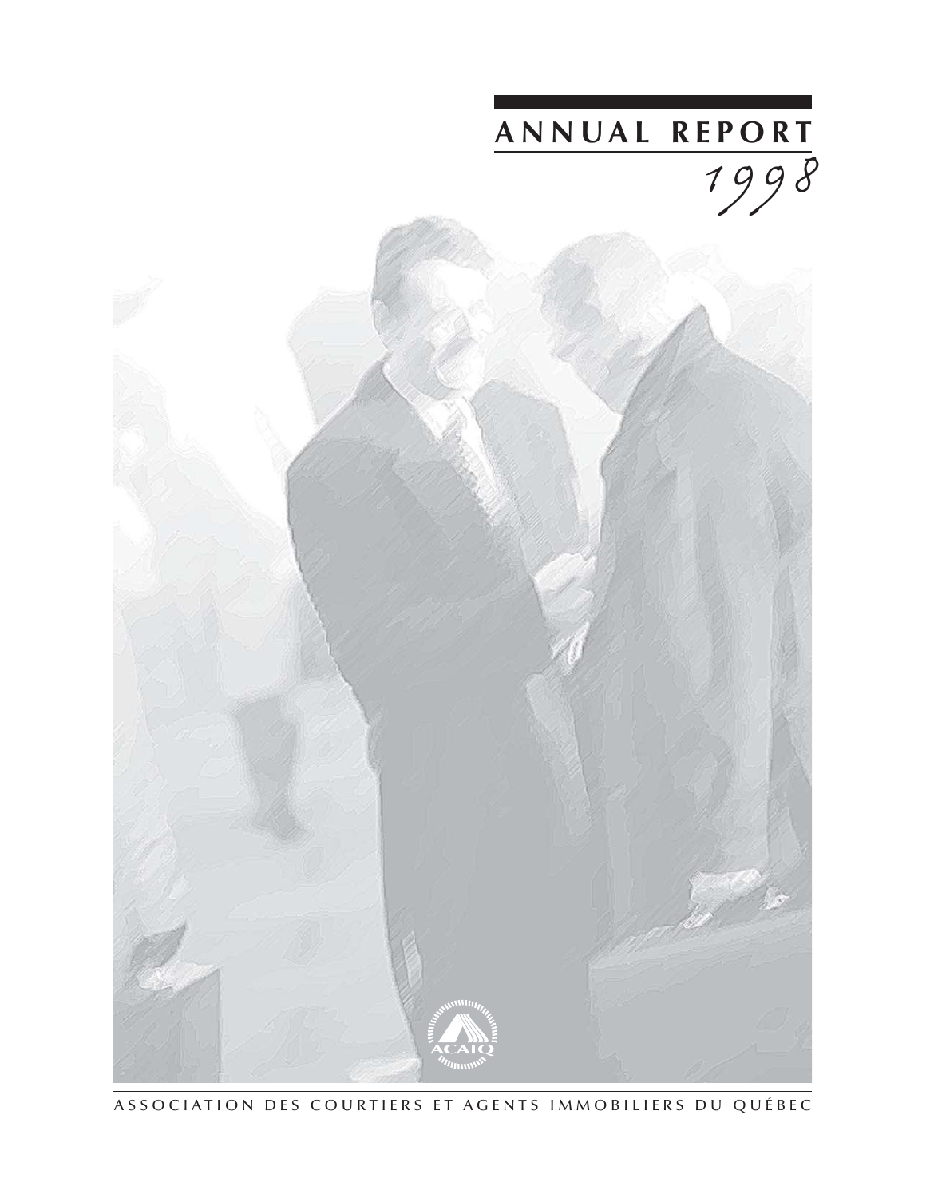# ANNUAL REPORT

*1998*

ACAIQ

ASSOCIATION DES COURTIERS ET AGENTS IMMOBILIERS DU QUÉBEC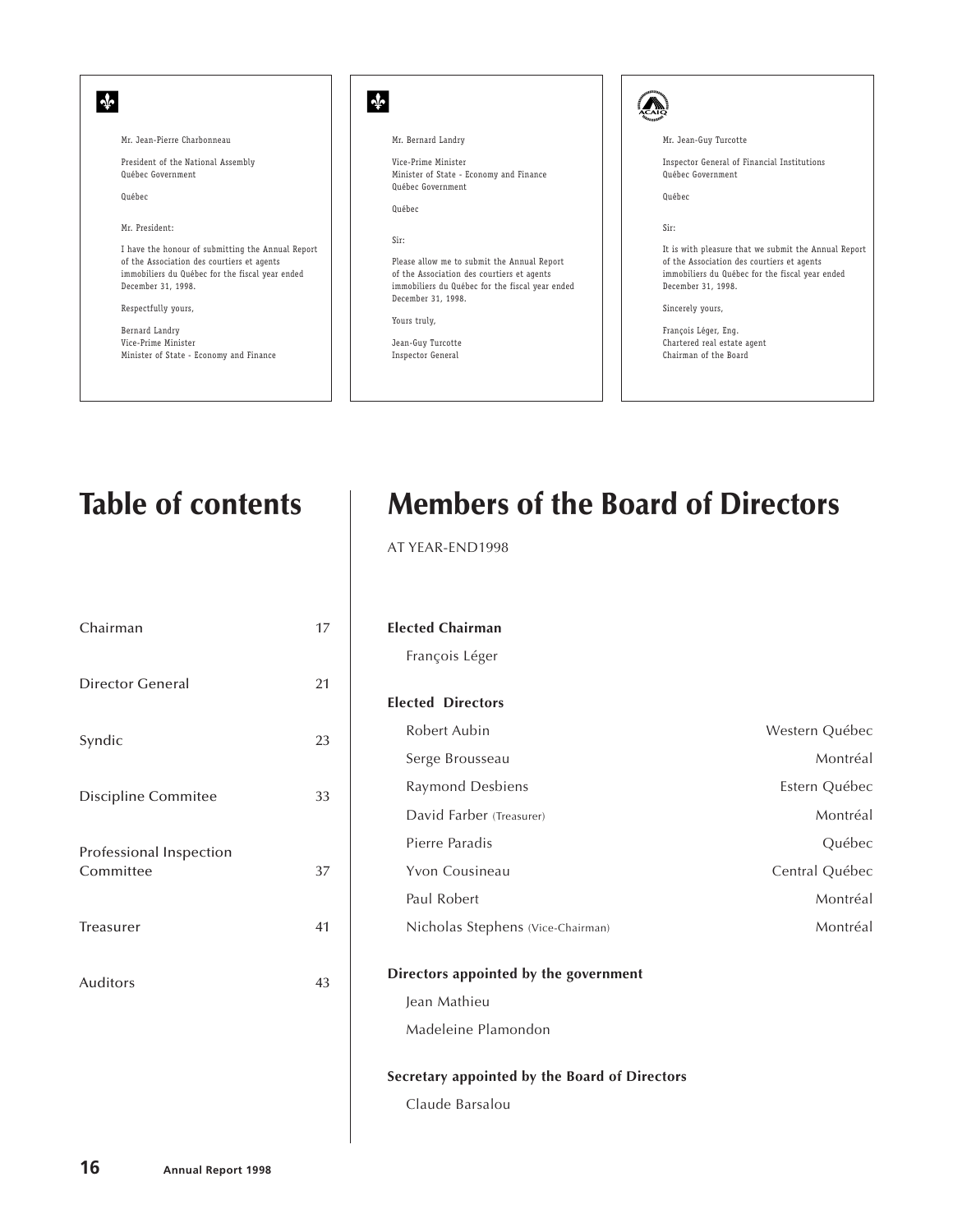Mr. Jean-Pierre Charbonneau

President of the National Assembly
Québec Government

Québec

Mr. President:

I have the honour of submitting the Annual Report of the Association des courtiers et agents immobiliers du Québec for the fiscal year ended December 31, 1998.

Respectfully yours,

Bernard Landry
Vice-Prime Minister
Minister of State - Economy and Finance

---

Mr. Bernard Landry

Vice-Prime Minister
Minister of State - Economy and Finance
Québec Government

Québec

Sir:

Please allow me to submit the Annual Report of the Association des courtiers et agents immobiliers du Québec for the fiscal year ended December 31, 1998.

Yours truly,

Jean-Guy Turcotte
Inspector General

---

Mr. Jean-Guy Turcotte

Inspector General of Financial Institutions
Québec Government

Québec

Sir:

It is with pleasure that we submit the Annual Report of the Association des courtiers et agents immobiliers du Québec for the fiscal year ended December 31, 1998.

Sincerely yours,

François Léger, Eng.
Chartered real estate agent
Chairman of the Board

# Table of contents

| | |
|---|---|
| Chairman | 17 |
| Director General | 21 |
| Syndic | 23 |
| Discipline Commitee | 33 |
| Professional Inspection Committee | 37 |
| Treasurer | 41 |
| Auditors | 43 |

# Members of the Board of Directors

AT YEAR-END1998

**Elected Chairman**

François Léger

**Elected Directors**

| | |
|---|---|
| Robert Aubin | Western Québec |
| Serge Brousseau | Montréal |
| Raymond Desbiens | Estern Québec |
| David Farber (Treasurer) | Montréal |
| Pierre Paradis | Québec |
| Yvon Cousineau | Central Québec |
| Paul Robert | Montréal |
| Nicholas Stephens (Vice-Chairman) | Montréal |

**Directors appointed by the government**

Jean Mathieu

Madeleine Plamondon

**Secretary appointed by the Board of Directors**

Claude Barsalou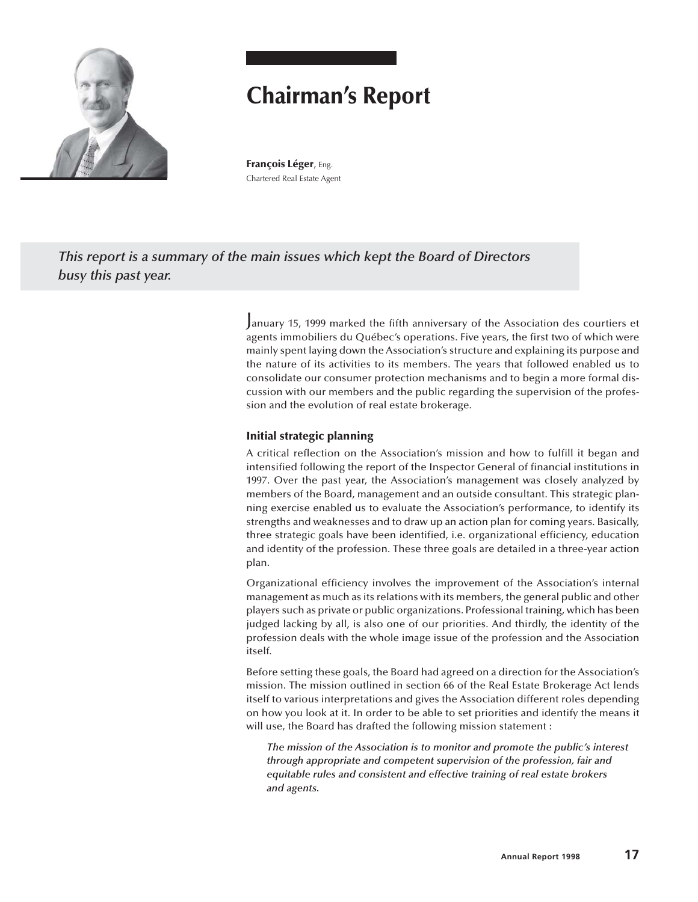# Chairman's Report

**François Léger**, Eng.
Chartered Real Estate Agent

***This report is a summary of the main issues which kept the Board of Directors busy this past year.***

January 15, 1999 marked the fifth anniversary of the Association des courtiers et agents immobiliers du Québec's operations. Five years, the first two of which were mainly spent laying down the Association's structure and explaining its purpose and the nature of its activities to its members. The years that followed enabled us to consolidate our consumer protection mechanisms and to begin a more formal discussion with our members and the public regarding the supervision of the profession and the evolution of real estate brokerage.

### Initial strategic planning

A critical reflection on the Association's mission and how to fulfill it began and intensified following the report of the Inspector General of financial institutions in 1997. Over the past year, the Association's management was closely analyzed by members of the Board, management and an outside consultant. This strategic planning exercise enabled us to evaluate the Association's performance, to identify its strengths and weaknesses and to draw up an action plan for coming years. Basically, three strategic goals have been identified, i.e. organizational efficiency, education and identity of the profession. These three goals are detailed in a three-year action plan.

Organizational efficiency involves the improvement of the Association's internal management as much as its relations with its members, the general public and other players such as private or public organizations. Professional training, which has been judged lacking by all, is also one of our priorities. And thirdly, the identity of the profession deals with the whole image issue of the profession and the Association itself.

Before setting these goals, the Board had agreed on a direction for the Association's mission. The mission outlined in section 66 of the Real Estate Brokerage Act lends itself to various interpretations and gives the Association different roles depending on how you look at it. In order to be able to set priorities and identify the means it will use, the Board has drafted the following mission statement :

> *The mission of the Association is to monitor and promote the public's interest through appropriate and competent supervision of the profession, fair and equitable rules and consistent and effective training of real estate brokers and agents.*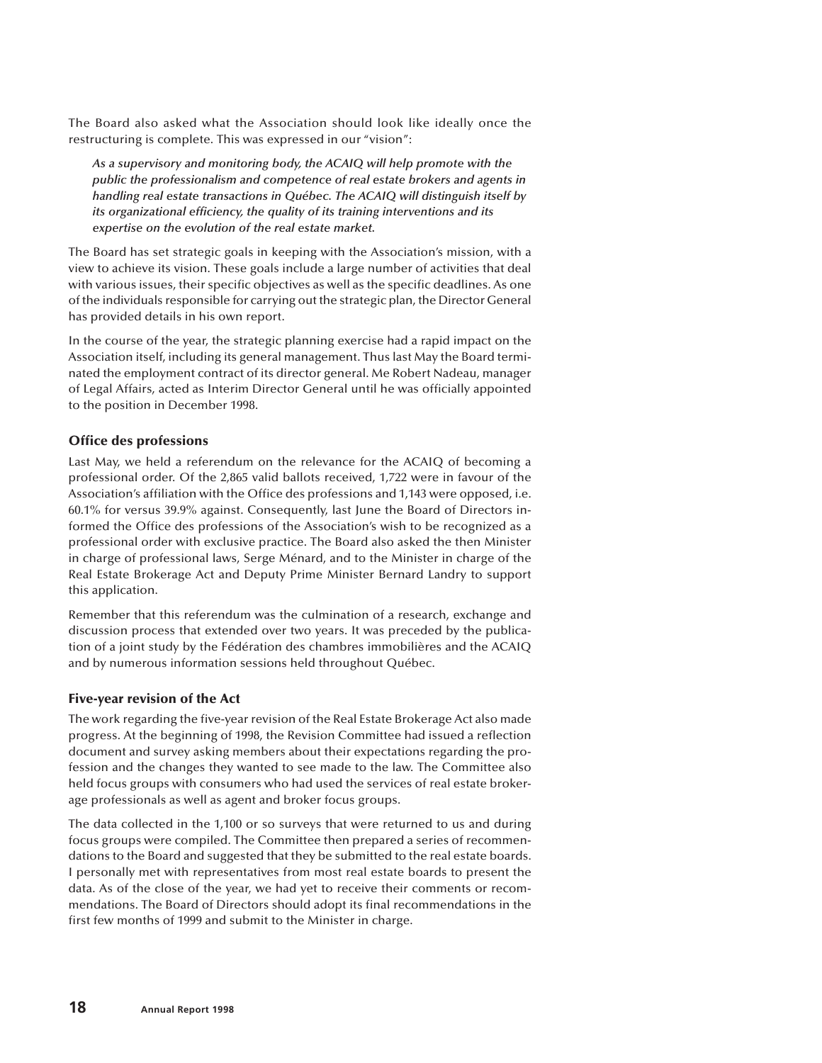The Board also asked what the Association should look like ideally once the restructuring is complete. This was expressed in our "vision":

> *As a supervisory and monitoring body, the ACAIQ will help promote with the public the professionalism and competence of real estate brokers and agents in handling real estate transactions in Québec. The ACAIQ will distinguish itself by its organizational efficiency, the quality of its training interventions and its expertise on the evolution of the real estate market.*

The Board has set strategic goals in keeping with the Association's mission, with a view to achieve its vision. These goals include a large number of activities that deal with various issues, their specific objectives as well as the specific deadlines. As one of the individuals responsible for carrying out the strategic plan, the Director General has provided details in his own report.

In the course of the year, the strategic planning exercise had a rapid impact on the Association itself, including its general management. Thus last May the Board terminated the employment contract of its director general. Me Robert Nadeau, manager of Legal Affairs, acted as Interim Director General until he was officially appointed to the position in December 1998.

### Office des professions

Last May, we held a referendum on the relevance for the ACAIQ of becoming a professional order. Of the 2,865 valid ballots received, 1,722 were in favour of the Association's affiliation with the Office des professions and 1,143 were opposed, i.e. 60.1% for versus 39.9% against. Consequently, last June the Board of Directors informed the Office des professions of the Association's wish to be recognized as a professional order with exclusive practice. The Board also asked the then Minister in charge of professional laws, Serge Ménard, and to the Minister in charge of the Real Estate Brokerage Act and Deputy Prime Minister Bernard Landry to support this application.

Remember that this referendum was the culmination of a research, exchange and discussion process that extended over two years. It was preceded by the publication of a joint study by the Fédération des chambres immobilières and the ACAIQ and by numerous information sessions held throughout Québec.

### Five-year revision of the Act

The work regarding the five-year revision of the Real Estate Brokerage Act also made progress. At the beginning of 1998, the Revision Committee had issued a reflection document and survey asking members about their expectations regarding the profession and the changes they wanted to see made to the law. The Committee also held focus groups with consumers who had used the services of real estate brokerage professionals as well as agent and broker focus groups.

The data collected in the 1,100 or so surveys that were returned to us and during focus groups were compiled. The Committee then prepared a series of recommendations to the Board and suggested that they be submitted to the real estate boards. I personally met with representatives from most real estate boards to present the data. As of the close of the year, we had yet to receive their comments or recommendations. The Board of Directors should adopt its final recommendations in the first few months of 1999 and submit to the Minister in charge.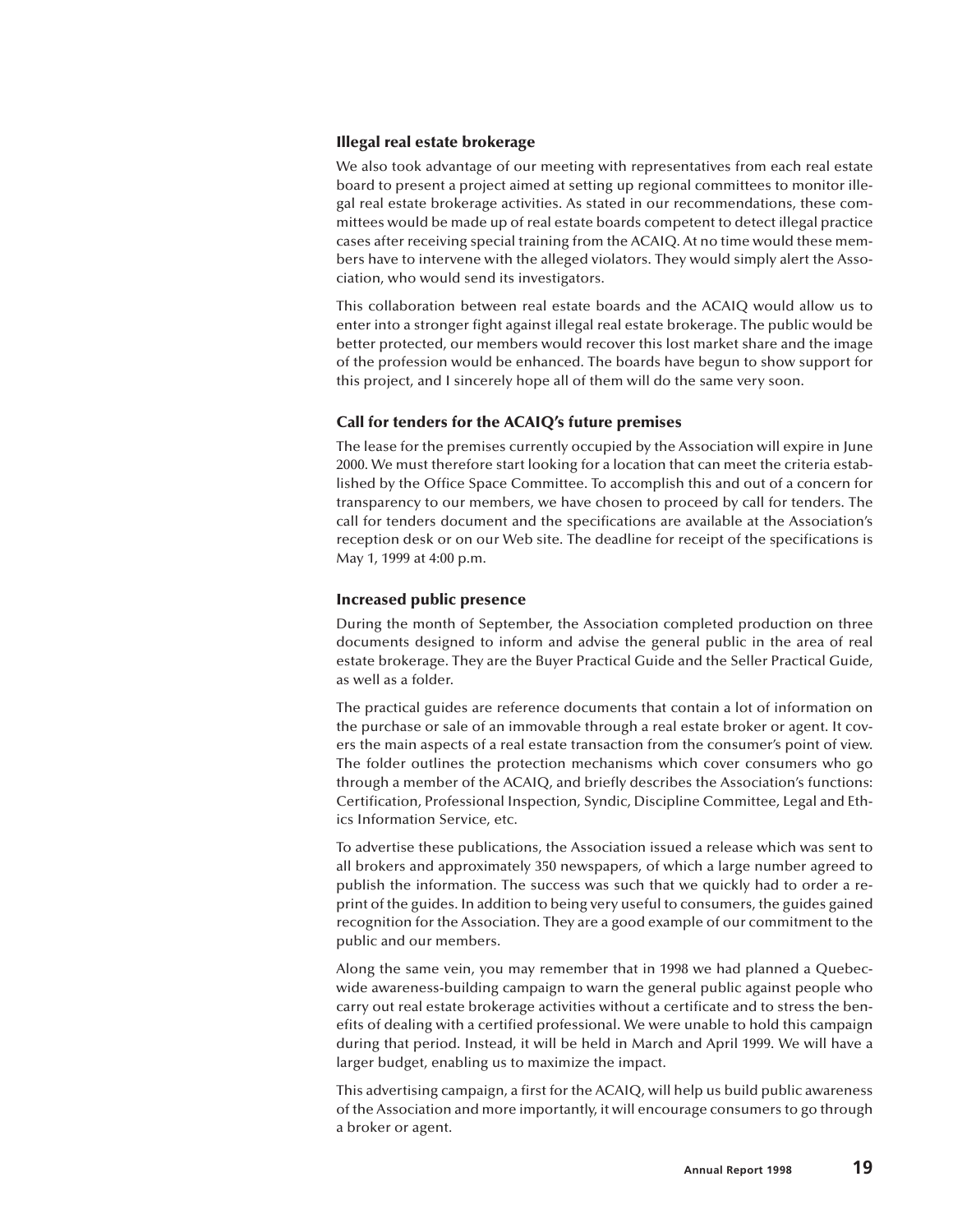### Illegal real estate brokerage

We also took advantage of our meeting with representatives from each real estate board to present a project aimed at setting up regional committees to monitor illegal real estate brokerage activities. As stated in our recommendations, these committees would be made up of real estate boards competent to detect illegal practice cases after receiving special training from the ACAIQ. At no time would these members have to intervene with the alleged violators. They would simply alert the Association, who would send its investigators.

This collaboration between real estate boards and the ACAIQ would allow us to enter into a stronger fight against illegal real estate brokerage. The public would be better protected, our members would recover this lost market share and the image of the profession would be enhanced. The boards have begun to show support for this project, and I sincerely hope all of them will do the same very soon.

### Call for tenders for the ACAIQ's future premises

The lease for the premises currently occupied by the Association will expire in June 2000. We must therefore start looking for a location that can meet the criteria established by the Office Space Committee. To accomplish this and out of a concern for transparency to our members, we have chosen to proceed by call for tenders. The call for tenders document and the specifications are available at the Association's reception desk or on our Web site. The deadline for receipt of the specifications is May 1, 1999 at 4:00 p.m.

### Increased public presence

During the month of September, the Association completed production on three documents designed to inform and advise the general public in the area of real estate brokerage. They are the Buyer Practical Guide and the Seller Practical Guide, as well as a folder.

The practical guides are reference documents that contain a lot of information on the purchase or sale of an immovable through a real estate broker or agent. It covers the main aspects of a real estate transaction from the consumer's point of view. The folder outlines the protection mechanisms which cover consumers who go through a member of the ACAIQ, and briefly describes the Association's functions: Certification, Professional Inspection, Syndic, Discipline Committee, Legal and Ethics Information Service, etc.

To advertise these publications, the Association issued a release which was sent to all brokers and approximately 350 newspapers, of which a large number agreed to publish the information. The success was such that we quickly had to order a reprint of the guides. In addition to being very useful to consumers, the guides gained recognition for the Association. They are a good example of our commitment to the public and our members.

Along the same vein, you may remember that in 1998 we had planned a Quebec-wide awareness-building campaign to warn the general public against people who carry out real estate brokerage activities without a certificate and to stress the benefits of dealing with a certified professional. We were unable to hold this campaign during that period. Instead, it will be held in March and April 1999. We will have a larger budget, enabling us to maximize the impact.

This advertising campaign, a first for the ACAIQ, will help us build public awareness of the Association and more importantly, it will encourage consumers to go through a broker or agent.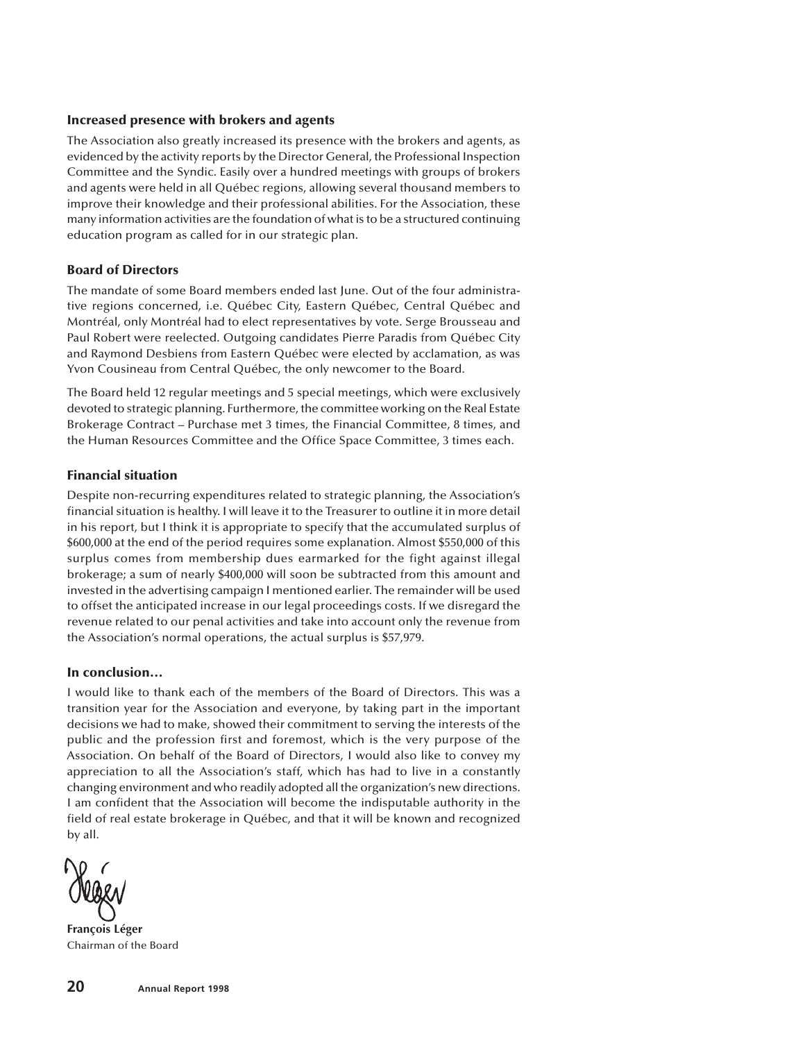### Increased presence with brokers and agents

The Association also greatly increased its presence with the brokers and agents, as evidenced by the activity reports by the Director General, the Professional Inspection Committee and the Syndic. Easily over a hundred meetings with groups of brokers and agents were held in all Québec regions, allowing several thousand members to improve their knowledge and their professional abilities. For the Association, these many information activities are the foundation of what is to be a structured continuing education program as called for in our strategic plan.

### Board of Directors

The mandate of some Board members ended last June. Out of the four administrative regions concerned, i.e. Québec City, Eastern Québec, Central Québec and Montréal, only Montréal had to elect representatives by vote. Serge Brousseau and Paul Robert were reelected. Outgoing candidates Pierre Paradis from Québec City and Raymond Desbiens from Eastern Québec were elected by acclamation, as was Yvon Cousineau from Central Québec, the only newcomer to the Board.

The Board held 12 regular meetings and 5 special meetings, which were exclusively devoted to strategic planning. Furthermore, the committee working on the Real Estate Brokerage Contract – Purchase met 3 times, the Financial Committee, 8 times, and the Human Resources Committee and the Office Space Committee, 3 times each.

### Financial situation

Despite non-recurring expenditures related to strategic planning, the Association's financial situation is healthy. I will leave it to the Treasurer to outline it in more detail in his report, but I think it is appropriate to specify that the accumulated surplus of $600,000 at the end of the period requires some explanation. Almost $550,000 of this surplus comes from membership dues earmarked for the fight against illegal brokerage; a sum of nearly $400,000 will soon be subtracted from this amount and invested in the advertising campaign I mentioned earlier. The remainder will be used to offset the anticipated increase in our legal proceedings costs. If we disregard the revenue related to our penal activities and take into account only the revenue from the Association's normal operations, the actual surplus is $57,979.

### In conclusion…

I would like to thank each of the members of the Board of Directors. This was a transition year for the Association and everyone, by taking part in the important decisions we had to make, showed their commitment to serving the interests of the public and the profession first and foremost, which is the very purpose of the Association. On behalf of the Board of Directors, I would also like to convey my appreciation to all the Association's staff, which has had to live in a constantly changing environment and who readily adopted all the organization's new directions. I am confident that the Association will become the indisputable authority in the field of real estate brokerage in Québec, and that it will be known and recognized by all.

**François Léger**
Chairman of the Board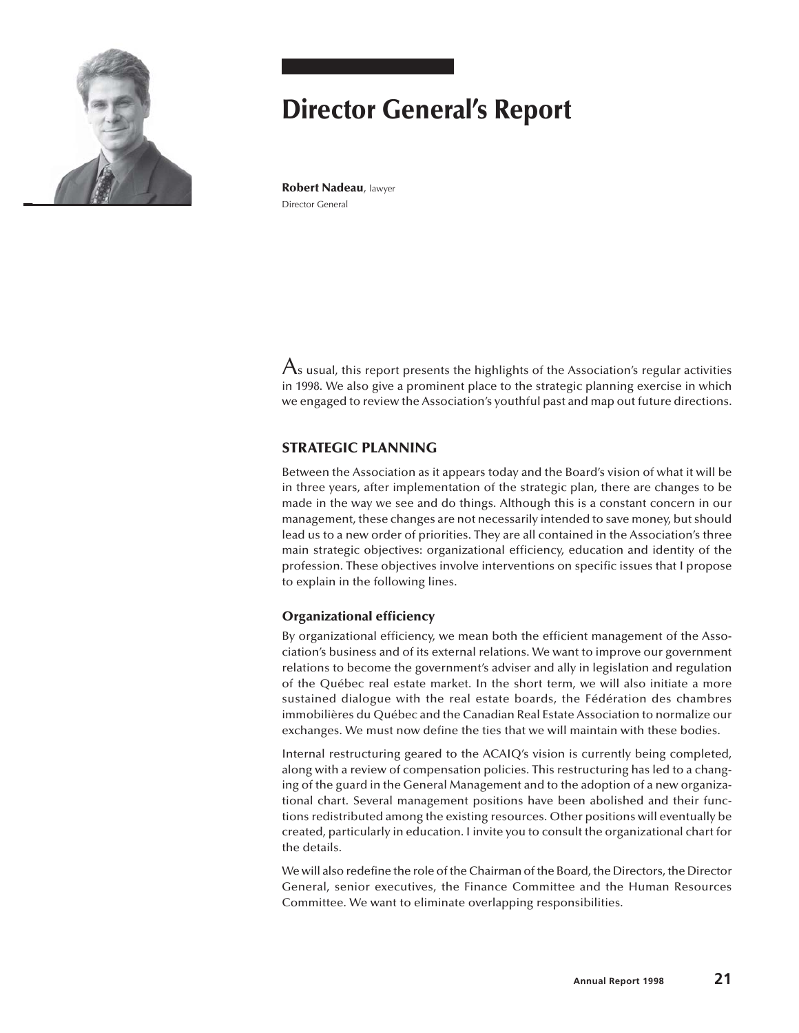# Director General's Report

**Robert Nadeau**, lawyer
Director General

As usual, this report presents the highlights of the Association's regular activities in 1998. We also give a prominent place to the strategic planning exercise in which we engaged to review the Association's youthful past and map out future directions.

## STRATEGIC PLANNING

Between the Association as it appears today and the Board's vision of what it will be in three years, after implementation of the strategic plan, there are changes to be made in the way we see and do things. Although this is a constant concern in our management, these changes are not necessarily intended to save money, but should lead us to a new order of priorities. They are all contained in the Association's three main strategic objectives: organizational efficiency, education and identity of the profession. These objectives involve interventions on specific issues that I propose to explain in the following lines.

### Organizational efficiency

By organizational efficiency, we mean both the efficient management of the Association's business and of its external relations. We want to improve our government relations to become the government's adviser and ally in legislation and regulation of the Québec real estate market. In the short term, we will also initiate a more sustained dialogue with the real estate boards, the Fédération des chambres immobilières du Québec and the Canadian Real Estate Association to normalize our exchanges. We must now define the ties that we will maintain with these bodies.

Internal restructuring geared to the ACAIQ's vision is currently being completed, along with a review of compensation policies. This restructuring has led to a changing of the guard in the General Management and to the adoption of a new organizational chart. Several management positions have been abolished and their functions redistributed among the existing resources. Other positions will eventually be created, particularly in education. I invite you to consult the organizational chart for the details.

We will also redefine the role of the Chairman of the Board, the Directors, the Director General, senior executives, the Finance Committee and the Human Resources Committee. We want to eliminate overlapping responsibilities.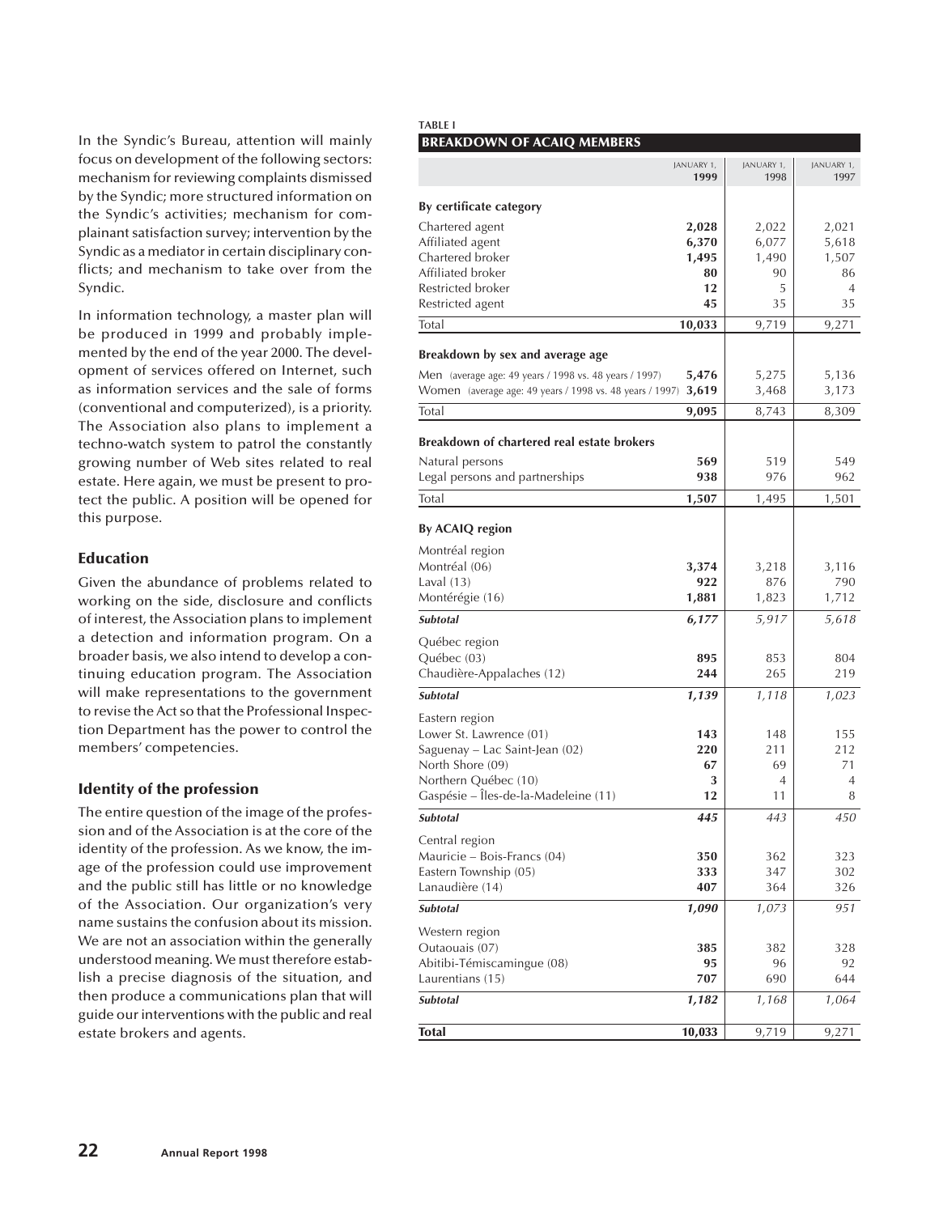In the Syndic's Bureau, attention will mainly focus on development of the following sectors: mechanism for reviewing complaints dismissed by the Syndic; more structured information on the Syndic's activities; mechanism for complainant satisfaction survey; intervention by the Syndic as a mediator in certain disciplinary conflicts; and mechanism to take over from the Syndic.

In information technology, a master plan will be produced in 1999 and probably implemented by the end of the year 2000. The development of services offered on Internet, such as information services and the sale of forms (conventional and computerized), is a priority. The Association also plans to implement a techno-watch system to patrol the constantly growing number of Web sites related to real estate. Here again, we must be present to protect the public. A position will be opened for this purpose.

### Education

Given the abundance of problems related to working on the side, disclosure and conflicts of interest, the Association plans to implement a detection and information program. On a broader basis, we also intend to develop a continuing education program. The Association will make representations to the government to revise the Act so that the Professional Inspection Department has the power to control the members' competencies.

### Identity of the profession

The entire question of the image of the profession and of the Association is at the core of the identity of the profession. As we know, the image of the profession could use improvement and the public still has little or no knowledge of the Association. Our organization's very name sustains the confusion about its mission. We are not an association within the generally understood meaning. We must therefore establish a precise diagnosis of the situation, and then produce a communications plan that will guide our interventions with the public and real estate brokers and agents.

**TABLE I**

**BREAKDOWN OF ACAIQ MEMBERS**

| | JANUARY 1, 1999 | JANUARY 1, 1998 | JANUARY 1, 1997 |
|---|---|---|---|
| **By certificate category** | | | |
| Chartered agent | **2,028** | 2,022 | 2,021 |
| Affiliated agent | **6,370** | 6,077 | 5,618 |
| Chartered broker | **1,495** | 1,490 | 1,507 |
| Affiliated broker | **80** | 90 | 86 |
| Restricted broker | **12** | 5 | 4 |
| Restricted agent | **45** | 35 | 35 |
| Total | **10,033** | 9,719 | 9,271 |
| **Breakdown by sex and average age** | | | |
| Men (average age: 49 years / 1998 vs. 48 years / 1997) | **5,476** | 5,275 | 5,136 |
| Women (average age: 49 years / 1998 vs. 48 years / 1997) | **3,619** | 3,468 | 3,173 |
| Total | **9,095** | 8,743 | 8,309 |
| **Breakdown of chartered real estate brokers** | | | |
| Natural persons | **569** | 519 | 549 |
| Legal persons and partnerships | **938** | 976 | 962 |
| Total | **1,507** | 1,495 | 1,501 |
| **By ACAIQ region** | | | |
| Montréal region | | | |
| Montréal (06) | **3,374** | 3,218 | 3,116 |
| Laval (13) | **922** | 876 | 790 |
| Montérégie (16) | **1,881** | 1,823 | 1,712 |
| ***Subtotal*** | ***6,177*** | *5,917* | *5,618* |
| Québec region | | | |
| Québec (03) | **895** | 853 | 804 |
| Chaudière-Appalaches (12) | **244** | 265 | 219 |
| ***Subtotal*** | ***1,139*** | *1,118* | *1,023* |
| Eastern region | | | |
| Lower St. Lawrence (01) | **143** | 148 | 155 |
| Saguenay – Lac Saint-Jean (02) | **220** | 211 | 212 |
| North Shore (09) | **67** | 69 | 71 |
| Northern Québec (10) | **3** | 4 | 4 |
| Gaspésie – Îles-de-la-Madeleine (11) | **12** | 11 | 8 |
| ***Subtotal*** | ***445*** | *443* | *450* |
| Central region | | | |
| Mauricie – Bois-Francs (04) | **350** | 362 | 323 |
| Eastern Township (05) | **333** | 347 | 302 |
| Lanaudière (14) | **407** | 364 | 326 |
| ***Subtotal*** | ***1,090*** | *1,073* | *951* |
| Western region | | | |
| Outaouais (07) | **385** | 382 | 328 |
| Abitibi-Témiscamingue (08) | **95** | 96 | 92 |
| Laurentians (15) | **707** | 690 | 644 |
| ***Subtotal*** | ***1,182*** | *1,168* | *1,064* |
| **Total** | **10,033** | 9,719 | 9,271 |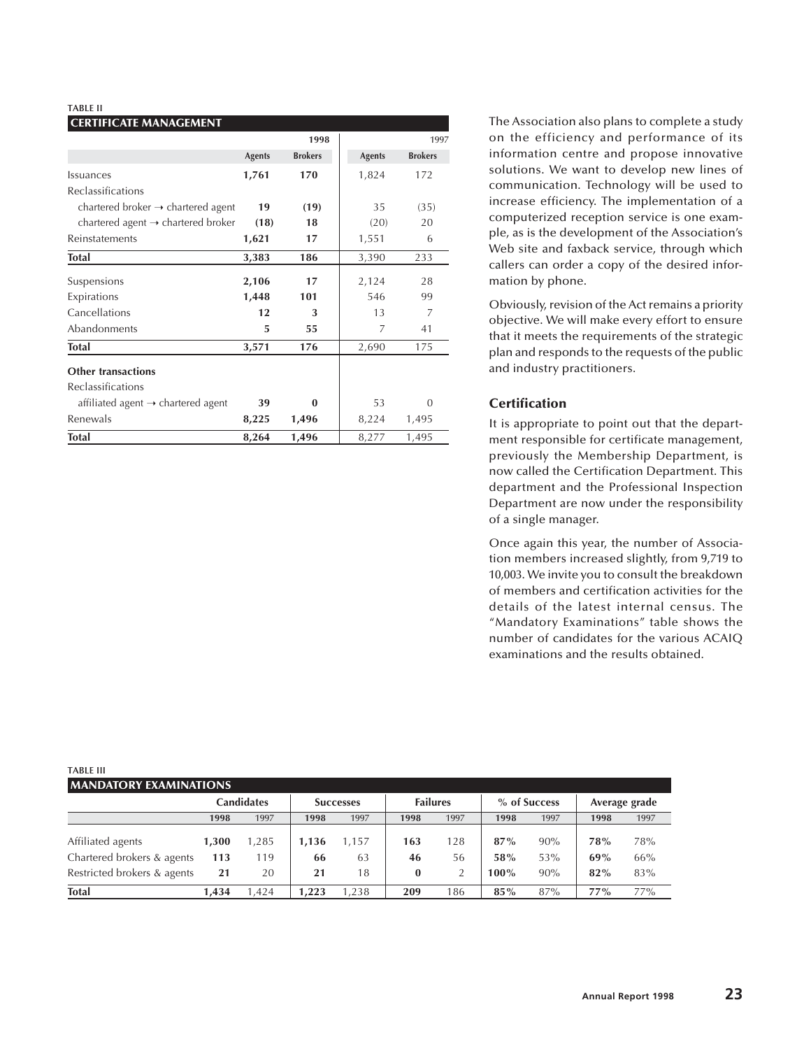**TABLE II**

**CERTIFICATE MANAGEMENT**

| | 1998 | | 1997 | |
|---|---|---|---|---|
| | Agents | Brokers | Agents | Brokers |
| Issuances | **1,761** | **170** | 1,824 | 172 |
| Reclassifications | | | | |
| chartered broker → chartered agent | **19** | **(19)** | 35 | (35) |
| chartered agent → chartered broker | **(18)** | **18** | (20) | 20 |
| Reinstatements | **1,621** | **17** | 1,551 | 6 |
| **Total** | **3,383** | **186** | 3,390 | 233 |
| Suspensions | **2,106** | **17** | 2,124 | 28 |
| Expirations | **1,448** | **101** | 546 | 99 |
| Cancellations | **12** | **3** | 13 | 7 |
| Abandonments | **5** | **55** | 7 | 41 |
| **Total** | **3,571** | **176** | 2,690 | 175 |
| **Other transactions** | | | | |
| Reclassifications | | | | |
| affiliated agent → chartered agent | **39** | **0** | 53 | 0 |
| Renewals | **8,225** | **1,496** | 8,224 | 1,495 |
| **Total** | **8,264** | **1,496** | 8,277 | 1,495 |

The Association also plans to complete a study on the efficiency and performance of its information centre and propose innovative solutions. We want to develop new lines of communication. Technology will be used to increase efficiency. The implementation of a computerized reception service is one example, as is the development of the Association's Web site and faxback service, through which callers can order a copy of the desired information by phone.

Obviously, revision of the Act remains a priority objective. We will make every effort to ensure that it meets the requirements of the strategic plan and responds to the requests of the public and industry practitioners.

## Certification

It is appropriate to point out that the department responsible for certificate management, previously the Membership Department, is now called the Certification Department. This department and the Professional Inspection Department are now under the responsibility of a single manager.

Once again this year, the number of Association members increased slightly, from 9,719 to 10,003. We invite you to consult the breakdown of members and certification activities for the details of the latest internal census. The "Mandatory Examinations" table shows the number of candidates for the various ACAIQ examinations and the results obtained.

**TABLE III**

**MANDATORY EXAMINATIONS**

| | Candidates | | Successes | | Failures | | % of Success | | Average grade | |
|---|---|---|---|---|---|---|---|---|---|---|
| | 1998 | 1997 | 1998 | 1997 | 1998 | 1997 | 1998 | 1997 | 1998 | 1997 |
| Affiliated agents | **1,300** | 1,285 | **1,136** | 1,157 | **163** | 128 | **87%** | 90% | **78%** | 78% |
| Chartered brokers & agents | **113** | 119 | **66** | 63 | **46** | 56 | **58%** | 53% | **69%** | 66% |
| Restricted brokers & agents | **21** | 20 | **21** | 18 | **0** | 2 | **100%** | 90% | **82%** | 83% |
| **Total** | **1,434** | 1,424 | **1,223** | 1,238 | **209** | 186 | **85%** | 87% | **77%** | 77% |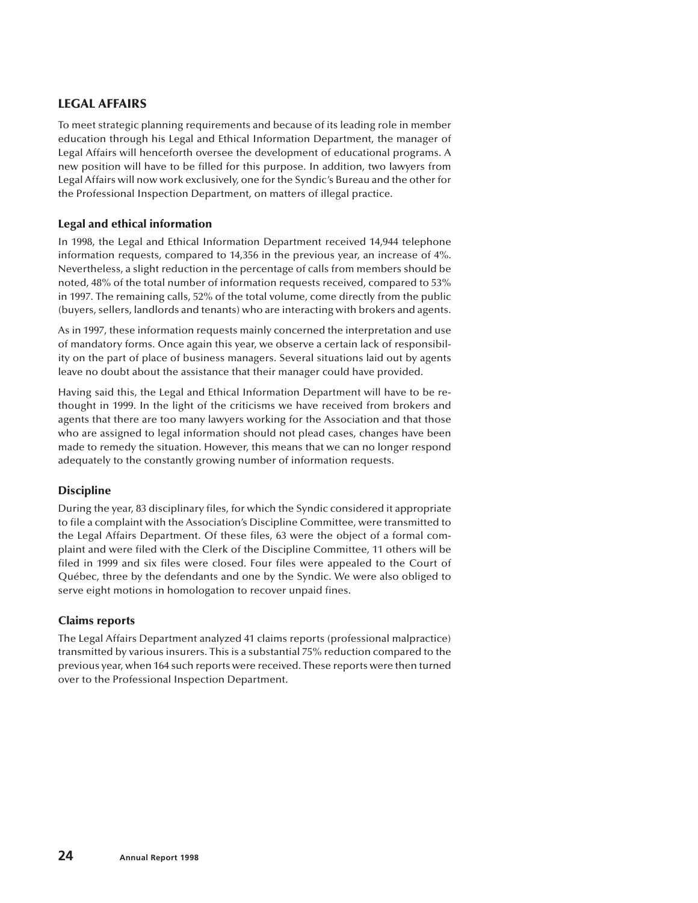## LEGAL AFFAIRS

To meet strategic planning requirements and because of its leading role in member education through his Legal and Ethical Information Department, the manager of Legal Affairs will henceforth oversee the development of educational programs. A new position will have to be filled for this purpose. In addition, two lawyers from Legal Affairs will now work exclusively, one for the Syndic's Bureau and the other for the Professional Inspection Department, on matters of illegal practice.

### Legal and ethical information

In 1998, the Legal and Ethical Information Department received 14,944 telephone information requests, compared to 14,356 in the previous year, an increase of 4%. Nevertheless, a slight reduction in the percentage of calls from members should be noted, 48% of the total number of information requests received, compared to 53% in 1997. The remaining calls, 52% of the total volume, come directly from the public (buyers, sellers, landlords and tenants) who are interacting with brokers and agents.

As in 1997, these information requests mainly concerned the interpretation and use of mandatory forms. Once again this year, we observe a certain lack of responsibility on the part of place of business managers. Several situations laid out by agents leave no doubt about the assistance that their manager could have provided.

Having said this, the Legal and Ethical Information Department will have to be re-thought in 1999. In the light of the criticisms we have received from brokers and agents that there are too many lawyers working for the Association and that those who are assigned to legal information should not plead cases, changes have been made to remedy the situation. However, this means that we can no longer respond adequately to the constantly growing number of information requests.

### Discipline

During the year, 83 disciplinary files, for which the Syndic considered it appropriate to file a complaint with the Association's Discipline Committee, were transmitted to the Legal Affairs Department. Of these files, 63 were the object of a formal complaint and were filed with the Clerk of the Discipline Committee, 11 others will be filed in 1999 and six files were closed. Four files were appealed to the Court of Québec, three by the defendants and one by the Syndic. We were also obliged to serve eight motions in homologation to recover unpaid fines.

### Claims reports

The Legal Affairs Department analyzed 41 claims reports (professional malpractice) transmitted by various insurers. This is a substantial 75% reduction compared to the previous year, when 164 such reports were received. These reports were then turned over to the Professional Inspection Department.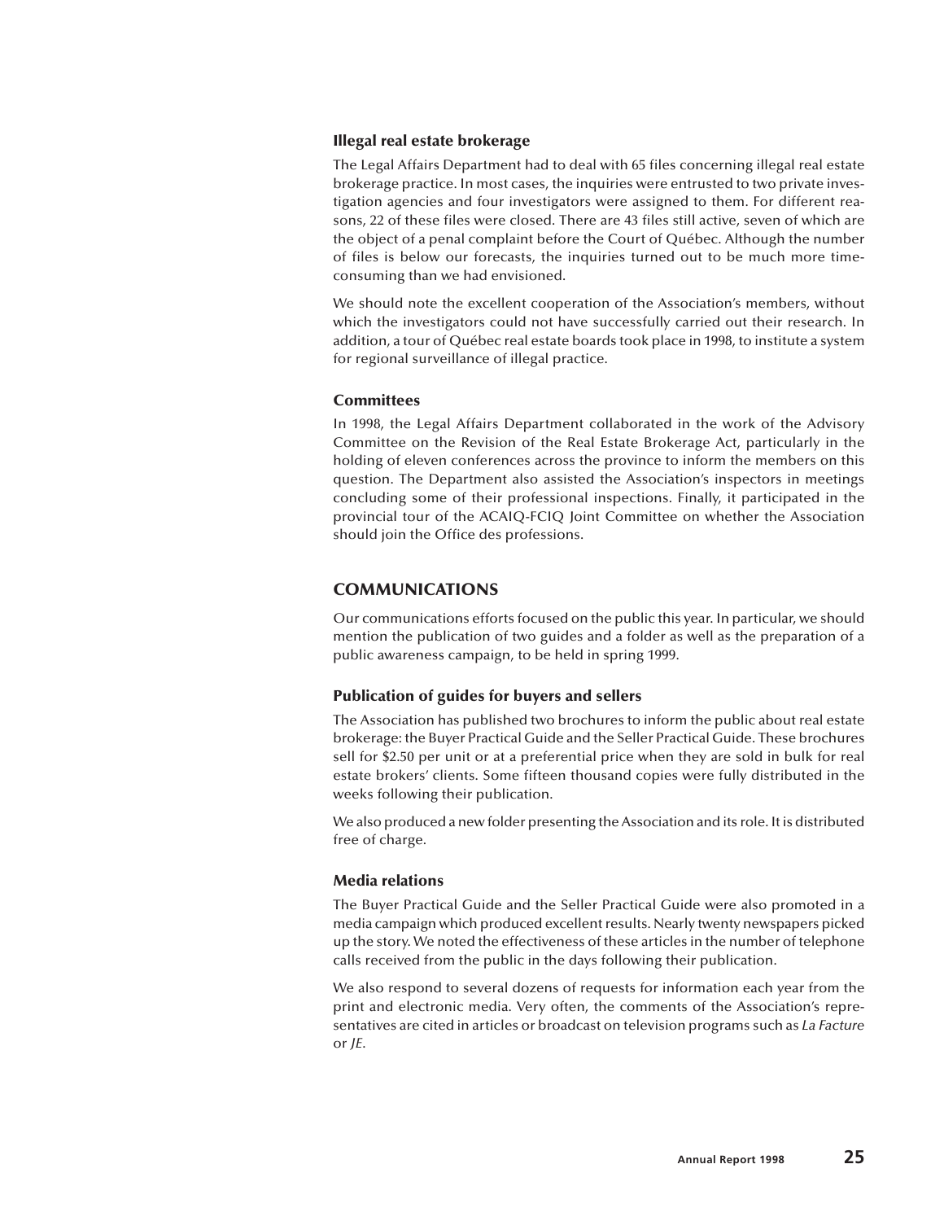### Illegal real estate brokerage

The Legal Affairs Department had to deal with 65 files concerning illegal real estate brokerage practice. In most cases, the inquiries were entrusted to two private investigation agencies and four investigators were assigned to them. For different reasons, 22 of these files were closed. There are 43 files still active, seven of which are the object of a penal complaint before the Court of Québec. Although the number of files is below our forecasts, the inquiries turned out to be much more time-consuming than we had envisioned.

We should note the excellent cooperation of the Association's members, without which the investigators could not have successfully carried out their research. In addition, a tour of Québec real estate boards took place in 1998, to institute a system for regional surveillance of illegal practice.

### Committees

In 1998, the Legal Affairs Department collaborated in the work of the Advisory Committee on the Revision of the Real Estate Brokerage Act, particularly in the holding of eleven conferences across the province to inform the members on this question. The Department also assisted the Association's inspectors in meetings concluding some of their professional inspections. Finally, it participated in the provincial tour of the ACAIQ-FCIQ Joint Committee on whether the Association should join the Office des professions.

## COMMUNICATIONS

Our communications efforts focused on the public this year. In particular, we should mention the publication of two guides and a folder as well as the preparation of a public awareness campaign, to be held in spring 1999.

### Publication of guides for buyers and sellers

The Association has published two brochures to inform the public about real estate brokerage: the Buyer Practical Guide and the Seller Practical Guide. These brochures sell for $2.50 per unit or at a preferential price when they are sold in bulk for real estate brokers' clients. Some fifteen thousand copies were fully distributed in the weeks following their publication.

We also produced a new folder presenting the Association and its role. It is distributed free of charge.

### Media relations

The Buyer Practical Guide and the Seller Practical Guide were also promoted in a media campaign which produced excellent results. Nearly twenty newspapers picked up the story. We noted the effectiveness of these articles in the number of telephone calls received from the public in the days following their publication.

We also respond to several dozens of requests for information each year from the print and electronic media. Very often, the comments of the Association's representatives are cited in articles or broadcast on television programs such as *La Facture* or *JE*.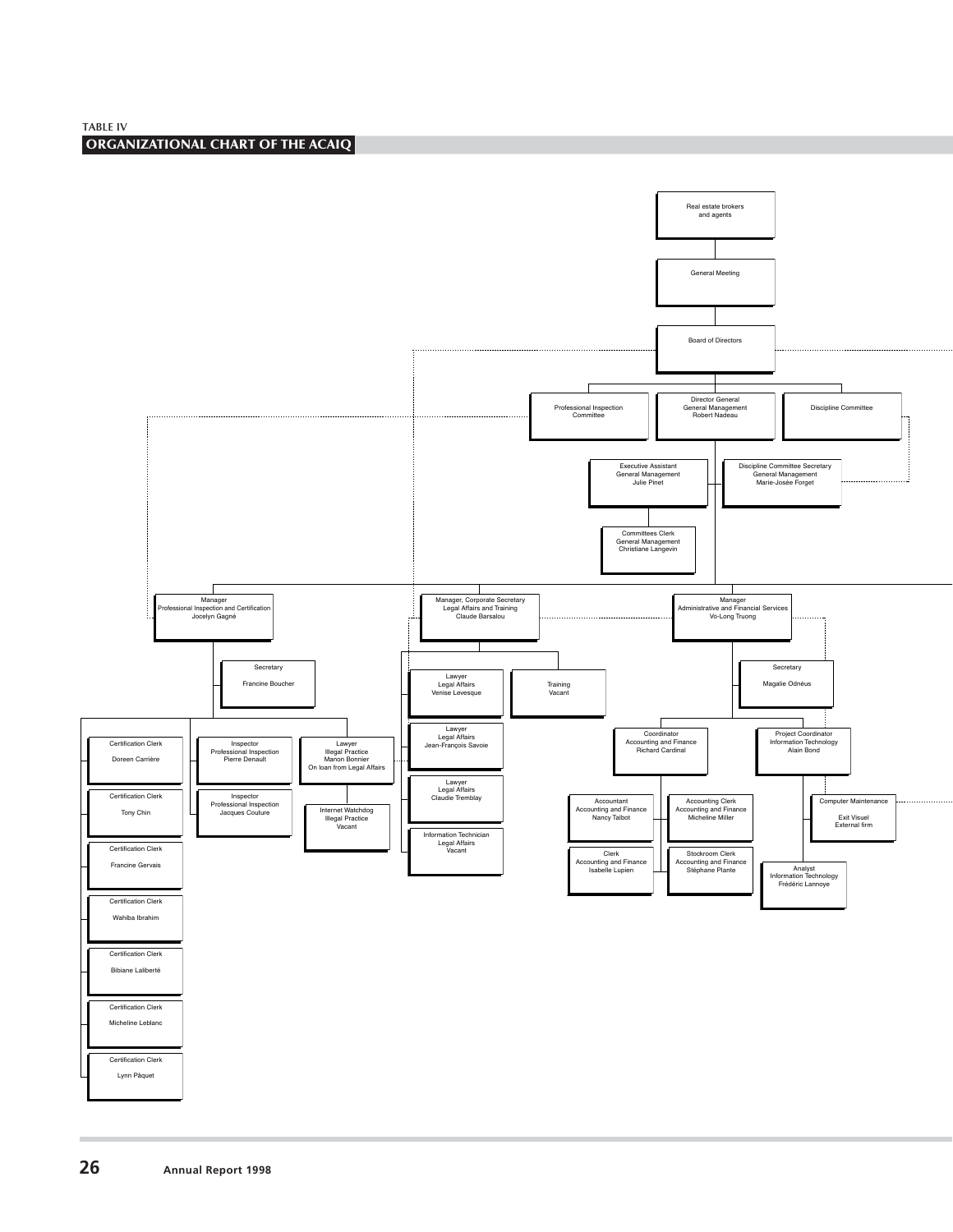TABLE IV

## ORGANIZATIONAL CHART OF THE ACAIQ

Real estate brokers and agents

General Meeting

Board of Directors

Professional Inspection Committee

Director General
General Management
Robert Nadeau

Discipline Committee

Executive Assistant
General Management
Julie Pinet

Discipline Committee Secretary
General Management
Marie-Josée Forget

Committees Clerk
General Management
Christiane Langevin

Manager
Professional Inspection and Certification
Jocelyn Gagné

Secretary
Francine Boucher

Certification Clerk
Doreen Carrière

Certification Clerk
Tony Chin

Certification Clerk
Francine Gervais

Certification Clerk
Wahiba Ibrahim

Certification Clerk
Bibiane Laliberté

Certification Clerk
Micheline Leblanc

Certification Clerk
Lynn Pâquet

Inspector
Professional Inspection
Pierre Denault

Inspector
Professional Inspection
Jacques Couture

Lawyer
Illegal Practice
Manon Bonnier
On loan from Legal Affairs

Internet Watchdog
Illegal Practice
Vacant

Manager, Corporate Secretary
Legal Affairs and Training
Claude Barsalou

Lawyer
Legal Affairs
Venise Levesque

Training
Vacant

Lawyer
Legal Affairs
Jean-François Savoie

Lawyer
Legal Affairs
Claudie Tremblay

Information Technician
Legal Affairs
Vacant

Manager
Administrative and Financial Services
Vo-Long Truong

Secretary
Magalie Odnéus

Coordinator
Accounting and Finance
Richard Cardinal

Accountant
Accounting and Finance
Nancy Talbot

Accounting Clerk
Accounting and Finance
Micheline Miller

Clerk
Accounting and Finance
Isabelle Lupien

Stockroom Clerk
Accounting and Finance
Stéphane Plante

Project Coordinator
Information Technology
Alain Bond

Computer Maintenance
Exit Visuel
External firm

Analyst
Information Technology
Frédéric Lannoye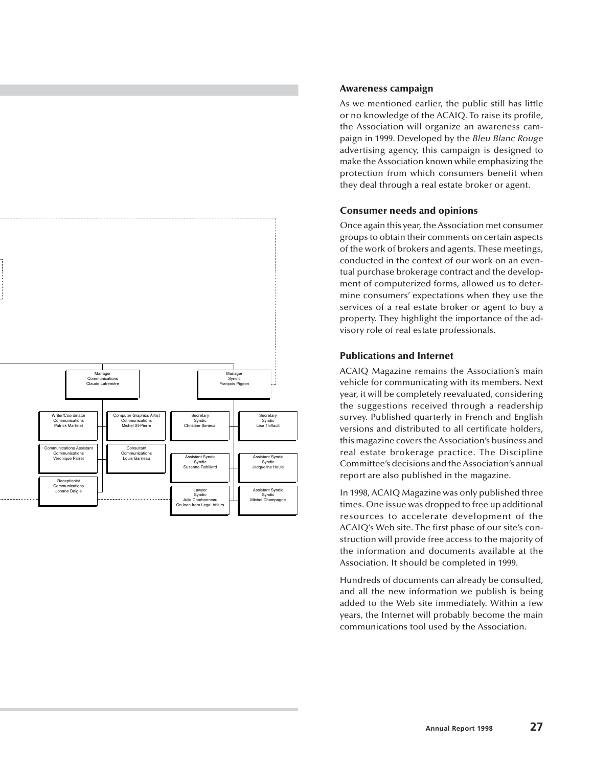Manager
Communications
Claude Lafrenière

Writer/Coordinator
Communications
Patrick Martinet

Computer Graphics Artist
Communications
Michel St-Pierre

Communications Assistant
Communications
Véronique Parret

Consultant
Communications
Louis Garneau

Receptionist
Communications
Johane Daigle

Manager
Syndic
François Pigeon

Secretary
Syndic
Christine Senécal

Secretary
Syndic
Lise Thiffault

Assistant Syndic
Syndic
Suzanne Robillard

Assistant Syndic
Syndic
Jacqueline Houle

Lawyer
Syndic
Julie Charbonneau
On loan from Legal Affairs

Assistant Syndic
Syndic
Michel Champagne

### Awareness campaign

As we mentioned earlier, the public still has little or no knowledge of the ACAIQ. To raise its profile, the Association will organize an awareness campaign in 1999. Developed by the *Bleu Blanc Rouge* advertising agency, this campaign is designed to make the Association known while emphasizing the protection from which consumers benefit when they deal through a real estate broker or agent.

### Consumer needs and opinions

Once again this year, the Association met consumer groups to obtain their comments on certain aspects of the work of brokers and agents. These meetings, conducted in the context of our work on an eventual purchase brokerage contract and the development of computerized forms, allowed us to determine consumers' expectations when they use the services of a real estate broker or agent to buy a property. They highlight the importance of the advisory role of real estate professionals.

### Publications and Internet

ACAIQ Magazine remains the Association's main vehicle for communicating with its members. Next year, it will be completely reevaluated, considering the suggestions received through a readership survey. Published quarterly in French and English versions and distributed to all certificate holders, this magazine covers the Association's business and real estate brokerage practice. The Discipline Committee's decisions and the Association's annual report are also published in the magazine.

In 1998, ACAIQ Magazine was only published three times. One issue was dropped to free up additional resources to accelerate development of the ACAIQ's Web site. The first phase of our site's construction will provide free access to the majority of the information and documents available at the Association. It should be completed in 1999.

Hundreds of documents can already be consulted, and all the new information we publish is being added to the Web site immediately. Within a few years, the Internet will probably become the main communications tool used by the Association.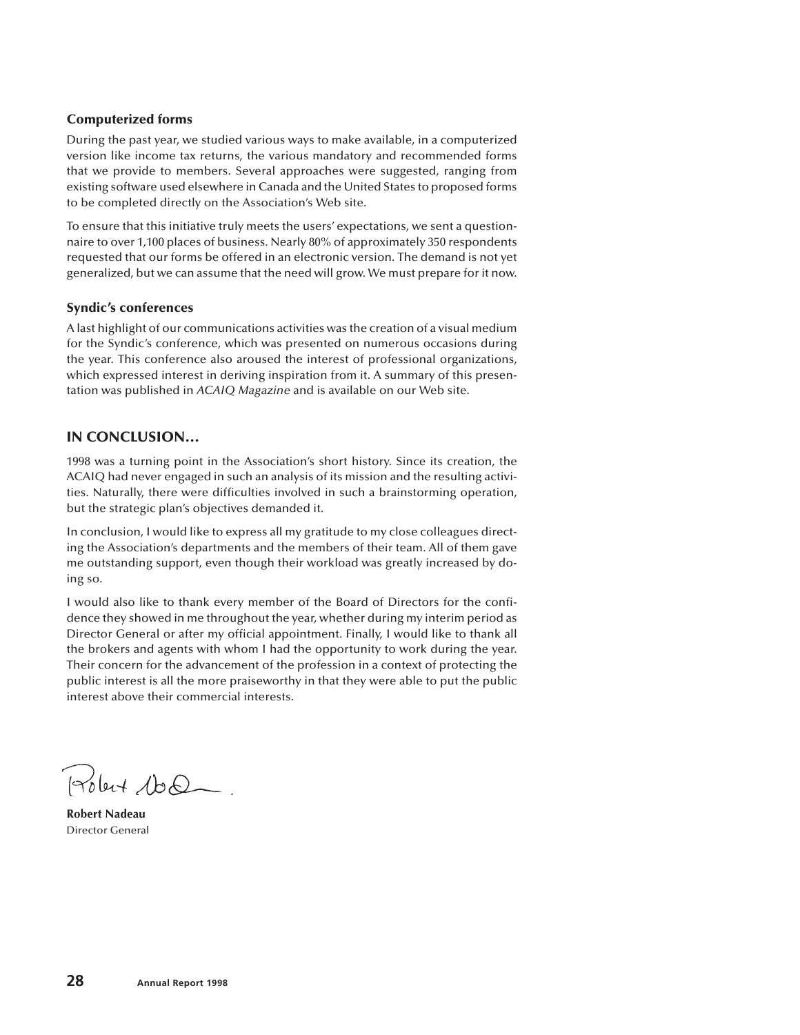### Computerized forms

During the past year, we studied various ways to make available, in a computerized version like income tax returns, the various mandatory and recommended forms that we provide to members. Several approaches were suggested, ranging from existing software used elsewhere in Canada and the United States to proposed forms to be completed directly on the Association's Web site.

To ensure that this initiative truly meets the users' expectations, we sent a questionnaire to over 1,100 places of business. Nearly 80% of approximately 350 respondents requested that our forms be offered in an electronic version. The demand is not yet generalized, but we can assume that the need will grow. We must prepare for it now.

### Syndic's conferences

A last highlight of our communications activities was the creation of a visual medium for the Syndic's conference, which was presented on numerous occasions during the year. This conference also aroused the interest of professional organizations, which expressed interest in deriving inspiration from it. A summary of this presentation was published in *ACAIQ Magazine* and is available on our Web site.

## IN CONCLUSION…

1998 was a turning point in the Association's short history. Since its creation, the ACAIQ had never engaged in such an analysis of its mission and the resulting activities. Naturally, there were difficulties involved in such a brainstorming operation, but the strategic plan's objectives demanded it.

In conclusion, I would like to express all my gratitude to my close colleagues directing the Association's departments and the members of their team. All of them gave me outstanding support, even though their workload was greatly increased by doing so.

I would also like to thank every member of the Board of Directors for the confidence they showed in me throughout the year, whether during my interim period as Director General or after my official appointment. Finally, I would like to thank all the brokers and agents with whom I had the opportunity to work during the year. Their concern for the advancement of the profession in a context of protecting the public interest is all the more praiseworthy in that they were able to put the public interest above their commercial interests.

**Robert Nadeau**
Director General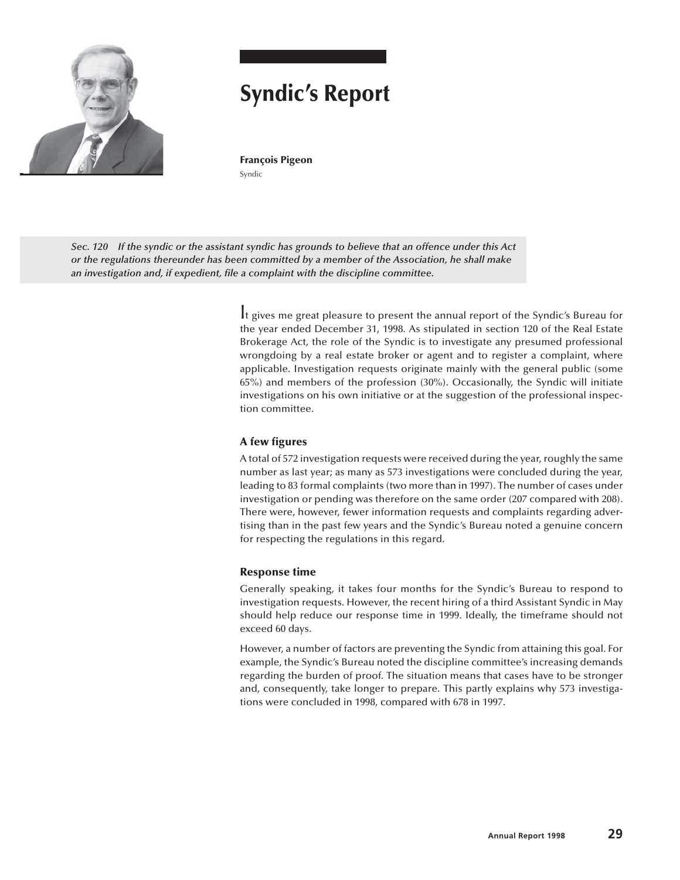# Syndic's Report

**François Pigeon**
Syndic

*Sec. 120 If the syndic or the assistant syndic has grounds to believe that an offence under this Act or the regulations thereunder has been committed by a member of the Association, he shall make an investigation and, if expedient, file a complaint with the discipline committee.*

It gives me great pleasure to present the annual report of the Syndic's Bureau for the year ended December 31, 1998. As stipulated in section 120 of the Real Estate Brokerage Act, the role of the Syndic is to investigate any presumed professional wrongdoing by a real estate broker or agent and to register a complaint, where applicable. Investigation requests originate mainly with the general public (some 65%) and members of the profession (30%). Occasionally, the Syndic will initiate investigations on his own initiative or at the suggestion of the professional inspection committee.

### A few figures

A total of 572 investigation requests were received during the year, roughly the same number as last year; as many as 573 investigations were concluded during the year, leading to 83 formal complaints (two more than in 1997). The number of cases under investigation or pending was therefore on the same order (207 compared with 208). There were, however, fewer information requests and complaints regarding advertising than in the past few years and the Syndic's Bureau noted a genuine concern for respecting the regulations in this regard.

### Response time

Generally speaking, it takes four months for the Syndic's Bureau to respond to investigation requests. However, the recent hiring of a third Assistant Syndic in May should help reduce our response time in 1999. Ideally, the timeframe should not exceed 60 days.

However, a number of factors are preventing the Syndic from attaining this goal. For example, the Syndic's Bureau noted the discipline committee's increasing demands regarding the burden of proof. The situation means that cases have to be stronger and, consequently, take longer to prepare. This partly explains why 573 investigations were concluded in 1998, compared with 678 in 1997.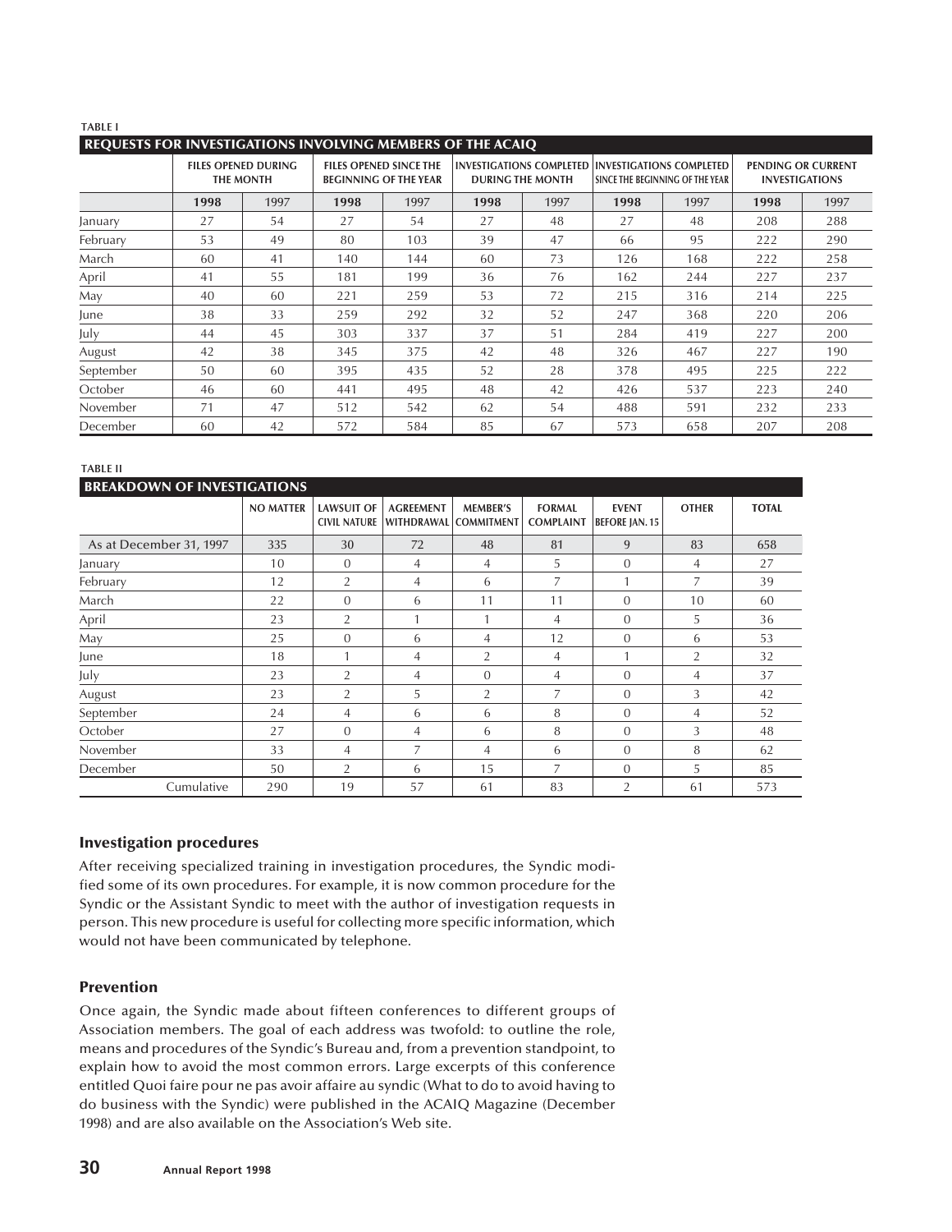**TABLE I**

**REQUESTS FOR INVESTIGATIONS INVOLVING MEMBERS OF THE ACAIQ**

| | FILES OPENED DURING THE MONTH | | FILES OPENED SINCE THE BEGINNING OF THE YEAR | | INVESTIGATIONS COMPLETED DURING THE MONTH | | INVESTIGATIONS COMPLETED SINCE THE BEGINNING OF THE YEAR | | PENDING OR CURRENT INVESTIGATIONS | |
|---|---|---|---|---|---|---|---|---|---|---|
| | **1998** | 1997 | **1998** | 1997 | **1998** | 1997 | **1998** | 1997 | **1998** | 1997 |
| January | 27 | 54 | 27 | 54 | 27 | 48 | 27 | 48 | 208 | 288 |
| February | 53 | 49 | 80 | 103 | 39 | 47 | 66 | 95 | 222 | 290 |
| March | 60 | 41 | 140 | 144 | 60 | 73 | 126 | 168 | 222 | 258 |
| April | 41 | 55 | 181 | 199 | 36 | 76 | 162 | 244 | 227 | 237 |
| May | 40 | 60 | 221 | 259 | 53 | 72 | 215 | 316 | 214 | 225 |
| June | 38 | 33 | 259 | 292 | 32 | 52 | 247 | 368 | 220 | 206 |
| July | 44 | 45 | 303 | 337 | 37 | 51 | 284 | 419 | 227 | 200 |
| August | 42 | 38 | 345 | 375 | 42 | 48 | 326 | 467 | 227 | 190 |
| September | 50 | 60 | 395 | 435 | 52 | 28 | 378 | 495 | 225 | 222 |
| October | 46 | 60 | 441 | 495 | 48 | 42 | 426 | 537 | 223 | 240 |
| November | 71 | 47 | 512 | 542 | 62 | 54 | 488 | 591 | 232 | 233 |
| December | 60 | 42 | 572 | 584 | 85 | 67 | 573 | 658 | 207 | 208 |

**TABLE II**

**BREAKDOWN OF INVESTIGATIONS**

| | NO MATTER | LAWSUIT OF CIVIL NATURE | AGREEMENT WITHDRAWAL | MEMBER'S COMMITMENT | FORMAL COMPLAINT | EVENT BEFORE JAN. 15 | OTHER | TOTAL |
|---|---|---|---|---|---|---|---|---|
| As at December 31, 1997 | 335 | 30 | 72 | 48 | 81 | 9 | 83 | 658 |
| January | 10 | 0 | 4 | 4 | 5 | 0 | 4 | 27 |
| February | 12 | 2 | 4 | 6 | 7 | 1 | 7 | 39 |
| March | 22 | 0 | 6 | 11 | 11 | 0 | 10 | 60 |
| April | 23 | 2 | 1 | 1 | 4 | 0 | 5 | 36 |
| May | 25 | 0 | 6 | 4 | 12 | 0 | 6 | 53 |
| June | 18 | 1 | 4 | 2 | 4 | 1 | 2 | 32 |
| July | 23 | 2 | 4 | 0 | 4 | 0 | 4 | 37 |
| August | 23 | 2 | 5 | 2 | 7 | 0 | 3 | 42 |
| September | 24 | 4 | 6 | 6 | 8 | 0 | 4 | 52 |
| October | 27 | 0 | 4 | 6 | 8 | 0 | 3 | 48 |
| November | 33 | 4 | 7 | 4 | 6 | 0 | 8 | 62 |
| December | 50 | 2 | 6 | 15 | 7 | 0 | 5 | 85 |
| Cumulative | 290 | 19 | 57 | 61 | 83 | 2 | 61 | 573 |

### Investigation procedures

After receiving specialized training in investigation procedures, the Syndic modified some of its own procedures. For example, it is now common procedure for the Syndic or the Assistant Syndic to meet with the author of investigation requests in person. This new procedure is useful for collecting more specific information, which would not have been communicated by telephone.

### Prevention

Once again, the Syndic made about fifteen conferences to different groups of Association members. The goal of each address was twofold: to outline the role, means and procedures of the Syndic's Bureau and, from a prevention standpoint, to explain how to avoid the most common errors. Large excerpts of this conference entitled Quoi faire pour ne pas avoir affaire au syndic (What to do to avoid having to do business with the Syndic) were published in the ACAIQ Magazine (December 1998) and are also available on the Association's Web site.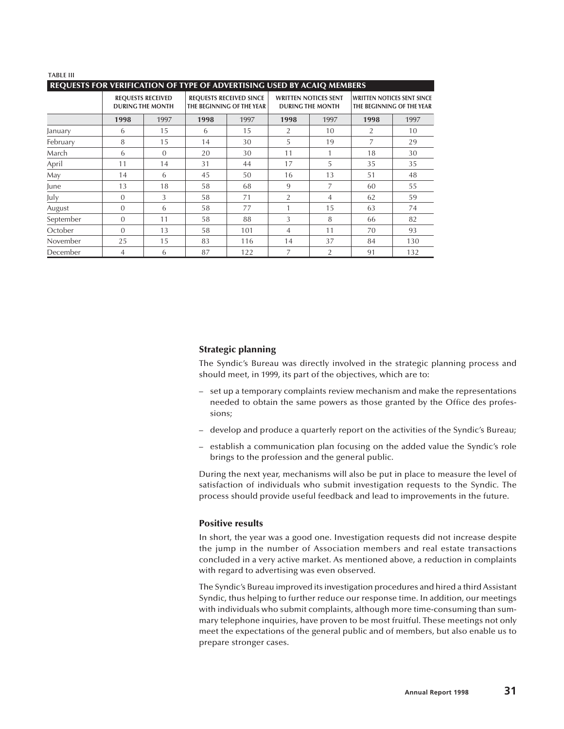TABLE III

| REQUESTS FOR VERIFICATION OF TYPE OF ADVERTISING USED BY ACAIQ MEMBERS | | | | | | | | |
|---|---|---|---|---|---|---|---|---|
| | REQUESTS RECEIVED DURING THE MONTH | | REQUESTS RECEIVED SINCE THE BEGINNING OF THE YEAR | | WRITTEN NOTICES SENT DURING THE MONTH | | WRITTEN NOTICES SENT SINCE THE BEGINNING OF THE YEAR | |
| | **1998** | 1997 | **1998** | 1997 | **1998** | 1997 | **1998** | 1997 |
| January | 6 | 15 | 6 | 15 | 2 | 10 | 2 | 10 |
| February | 8 | 15 | 14 | 30 | 5 | 19 | 7 | 29 |
| March | 6 | 0 | 20 | 30 | 11 | 1 | 18 | 30 |
| April | 11 | 14 | 31 | 44 | 17 | 5 | 35 | 35 |
| May | 14 | 6 | 45 | 50 | 16 | 13 | 51 | 48 |
| June | 13 | 18 | 58 | 68 | 9 | 7 | 60 | 55 |
| July | 0 | 3 | 58 | 71 | 2 | 4 | 62 | 59 |
| August | 0 | 6 | 58 | 77 | 1 | 15 | 63 | 74 |
| September | 0 | 11 | 58 | 88 | 3 | 8 | 66 | 82 |
| October | 0 | 13 | 58 | 101 | 4 | 11 | 70 | 93 |
| November | 25 | 15 | 83 | 116 | 14 | 37 | 84 | 130 |
| December | 4 | 6 | 87 | 122 | 7 | 2 | 91 | 132 |

### Strategic planning

The Syndic's Bureau was directly involved in the strategic planning process and should meet, in 1999, its part of the objectives, which are to:

- set up a temporary complaints review mechanism and make the representations needed to obtain the same powers as those granted by the Office des professions;
- develop and produce a quarterly report on the activities of the Syndic's Bureau;
- establish a communication plan focusing on the added value the Syndic's role brings to the profession and the general public.

During the next year, mechanisms will also be put in place to measure the level of satisfaction of individuals who submit investigation requests to the Syndic. The process should provide useful feedback and lead to improvements in the future.

### Positive results

In short, the year was a good one. Investigation requests did not increase despite the jump in the number of Association members and real estate transactions concluded in a very active market. As mentioned above, a reduction in complaints with regard to advertising was even observed.

The Syndic's Bureau improved its investigation procedures and hired a third Assistant Syndic, thus helping to further reduce our response time. In addition, our meetings with individuals who submit complaints, although more time-consuming than summary telephone inquiries, have proven to be most fruitful. These meetings not only meet the expectations of the general public and of members, but also enable us to prepare stronger cases.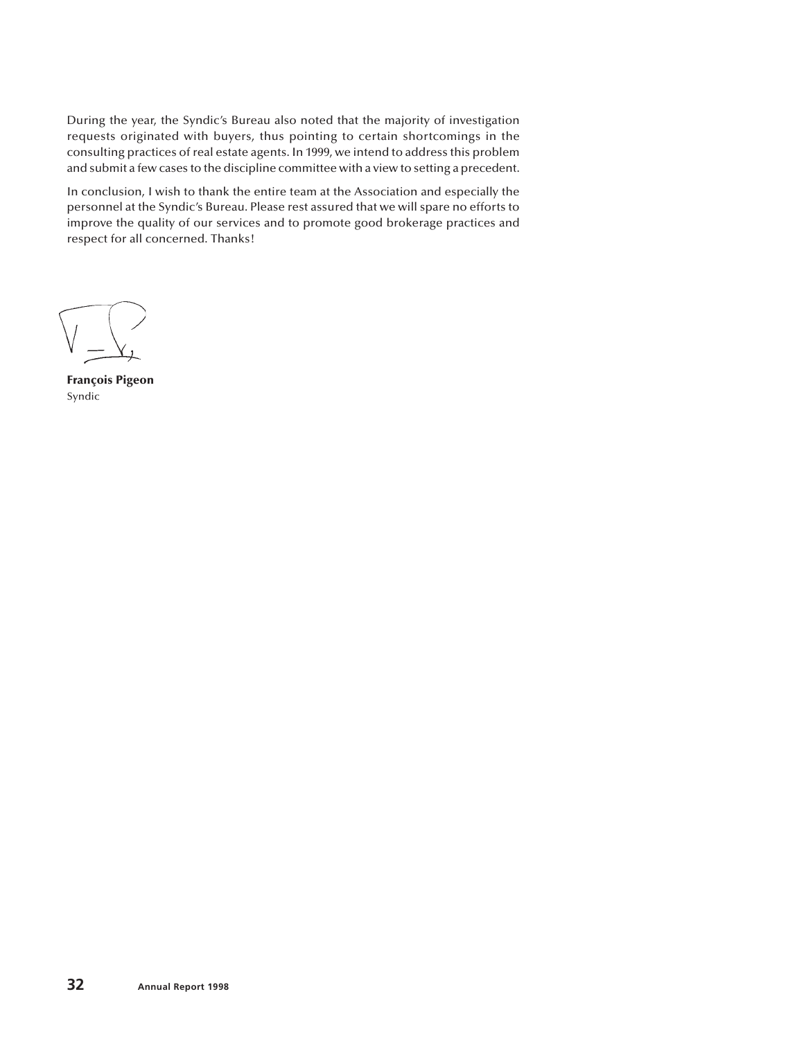During the year, the Syndic's Bureau also noted that the majority of investigation requests originated with buyers, thus pointing to certain shortcomings in the consulting practices of real estate agents. In 1999, we intend to address this problem and submit a few cases to the discipline committee with a view to setting a precedent.

In conclusion, I wish to thank the entire team at the Association and especially the personnel at the Syndic's Bureau. Please rest assured that we will spare no efforts to improve the quality of our services and to promote good brokerage practices and respect for all concerned. Thanks!

**François Pigeon**
Syndic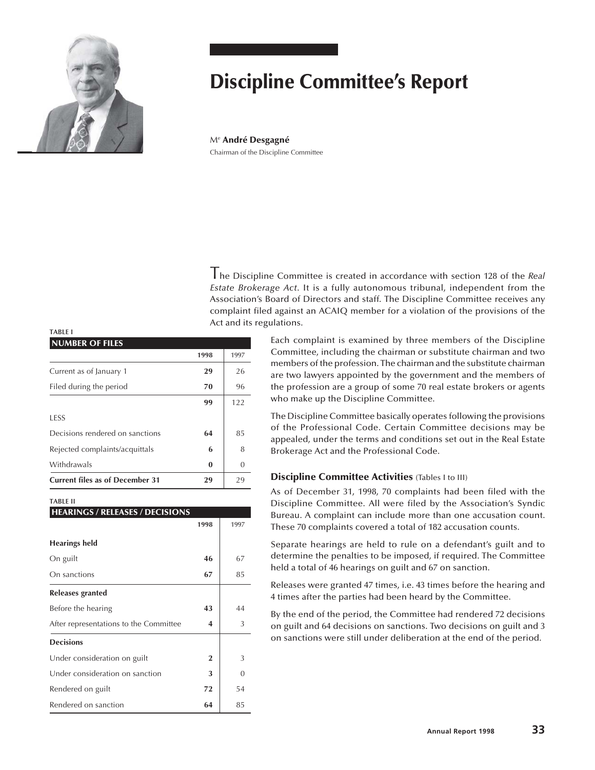# Discipline Committee's Report

M[e] **André Desgagné**
Chairman of the Discipline Committee

The Discipline Committee is created in accordance with section 128 of the *Real Estate Brokerage Act*. It is a fully autonomous tribunal, independent from the Association's Board of Directors and staff. The Discipline Committee receives any complaint filed against an ACAIQ member for a violation of the provisions of the Act and its regulations.

Each complaint is examined by three members of the Discipline Committee, including the chairman or substitute chairman and two members of the profession. The chairman and the substitute chairman are two lawyers appointed by the government and the members of the profession are a group of some 70 real estate brokers or agents who make up the Discipline Committee.

The Discipline Committee basically operates following the provisions of the Professional Code. Certain Committee decisions may be appealed, under the terms and conditions set out in the Real Estate Brokerage Act and the Professional Code.

### Discipline Committee Activities (Tables I to III)

As of December 31, 1998, 70 complaints had been filed with the Discipline Committee. All were filed by the Association's Syndic Bureau. A complaint can include more than one accusation count. These 70 complaints covered a total of 182 accusation counts.

Separate hearings are held to rule on a defendant's guilt and to determine the penalties to be imposed, if required. The Committee held a total of 46 hearings on guilt and 67 on sanction.

Releases were granted 47 times, i.e. 43 times before the hearing and 4 times after the parties had been heard by the Committee.

By the end of the period, the Committee had rendered 72 decisions on guilt and 64 decisions on sanctions. Two decisions on guilt and 3 on sanctions were still under deliberation at the end of the period.

**TABLE I**

| NUMBER OF FILES | 1998 | 1997 |
|---|---|---|
| Current as of January 1 | **29** | 26 |
| Filed during the period | **70** | 96 |
| | **99** | 122 |
| LESS | | |
| Decisions rendered on sanctions | **64** | 85 |
| Rejected complaints/acquittals | **6** | 8 |
| Withdrawals | **0** | 0 |
| **Current files as of December 31** | **29** | 29 |

**TABLE II**

| HEARINGS / RELEASES / DECISIONS | 1998 | 1997 |
|---|---|---|
| **Hearings held** | | |
| On guilt | **46** | 67 |
| On sanctions | **67** | 85 |
| **Releases granted** | | |
| Before the hearing | **43** | 44 |
| After representations to the Committee | **4** | 3 |
| **Decisions** | | |
| Under consideration on guilt | **2** | 3 |
| Under consideration on sanction | **3** | 0 |
| Rendered on guilt | **72** | 54 |
| Rendered on sanction | **64** | 85 |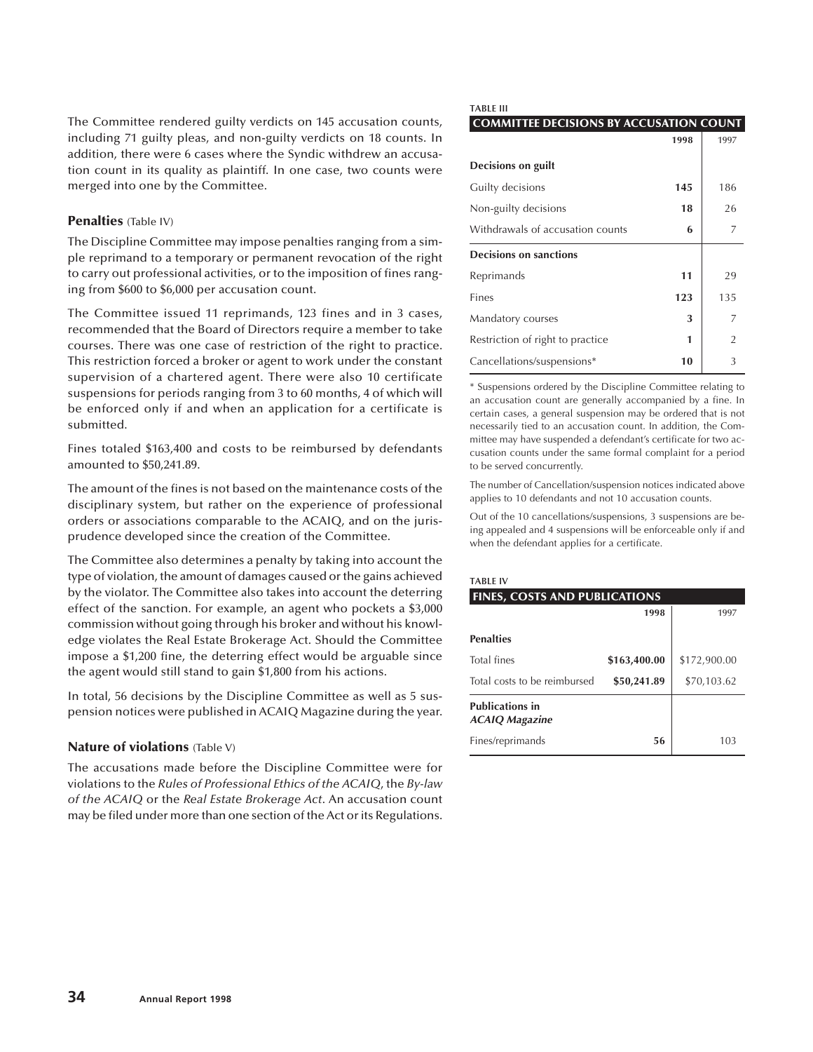The Committee rendered guilty verdicts on 145 accusation counts, including 71 guilty pleas, and non-guilty verdicts on 18 counts. In addition, there were 6 cases where the Syndic withdrew an accusation count in its quality as plaintiff. In one case, two counts were merged into one by the Committee.

### Penalties (Table IV)

The Discipline Committee may impose penalties ranging from a simple reprimand to a temporary or permanent revocation of the right to carry out professional activities, or to the imposition of fines ranging from $600 to $6,000 per accusation count.

The Committee issued 11 reprimands, 123 fines and in 3 cases, recommended that the Board of Directors require a member to take courses. There was one case of restriction of the right to practice. This restriction forced a broker or agent to work under the constant supervision of a chartered agent. There were also 10 certificate suspensions for periods ranging from 3 to 60 months, 4 of which will be enforced only if and when an application for a certificate is submitted.

Fines totaled $163,400 and costs to be reimbursed by defendants amounted to $50,241.89.

The amount of the fines is not based on the maintenance costs of the disciplinary system, but rather on the experience of professional orders or associations comparable to the ACAIQ, and on the jurisprudence developed since the creation of the Committee.

The Committee also determines a penalty by taking into account the type of violation, the amount of damages caused or the gains achieved by the violator. The Committee also takes into account the deterring effect of the sanction. For example, an agent who pockets a $3,000 commission without going through his broker and without his knowledge violates the Real Estate Brokerage Act. Should the Committee impose a $1,200 fine, the deterring effect would be arguable since the agent would still stand to gain $1,800 from his actions.

In total, 56 decisions by the Discipline Committee as well as 5 suspension notices were published in ACAIQ Magazine during the year.

### Nature of violations (Table V)

The accusations made before the Discipline Committee were for violations to the *Rules of Professional Ethics of the ACAIQ*, the *By-law of the ACAIQ* or the *Real Estate Brokerage Act*. An accusation count may be filed under more than one section of the Act or its Regulations.

**TABLE III**

**COMMITTEE DECISIONS BY ACCUSATION COUNT**

| | **1998** | 1997 |
|---|---|---|
| **Decisions on guilt** | | |
| Guilty decisions | **145** | 186 |
| Non-guilty decisions | **18** | 26 |
| Withdrawals of accusation counts | **6** | 7 |
| **Decisions on sanctions** | | |
| Reprimands | **11** | 29 |
| Fines | **123** | 135 |
| Mandatory courses | **3** | 7 |
| Restriction of right to practice | **1** | 2 |
| Cancellations/suspensions* | **10** | 3 |

* Suspensions ordered by the Discipline Committee relating to an accusation count are generally accompanied by a fine. In certain cases, a general suspension may be ordered that is not necessarily tied to an accusation count. In addition, the Committee may have suspended a defendant's certificate for two accusation counts under the same formal complaint for a period to be served concurrently.

The number of Cancellation/suspension notices indicated above applies to 10 defendants and not 10 accusation counts.

Out of the 10 cancellations/suspensions, 3 suspensions are being appealed and 4 suspensions will be enforceable only if and when the defendant applies for a certificate.

**TABLE IV**

**FINES, COSTS AND PUBLICATIONS**

| | **1998** | 1997 |
|---|---|---|
| **Penalties** | | |
| Total fines | **$163,400.00** | $172,900.00 |
| Total costs to be reimbursed | **$50,241.89** | $70,103.62 |
| **Publications in *ACAIQ Magazine*** | | |
| Fines/reprimands | **56** | 103 |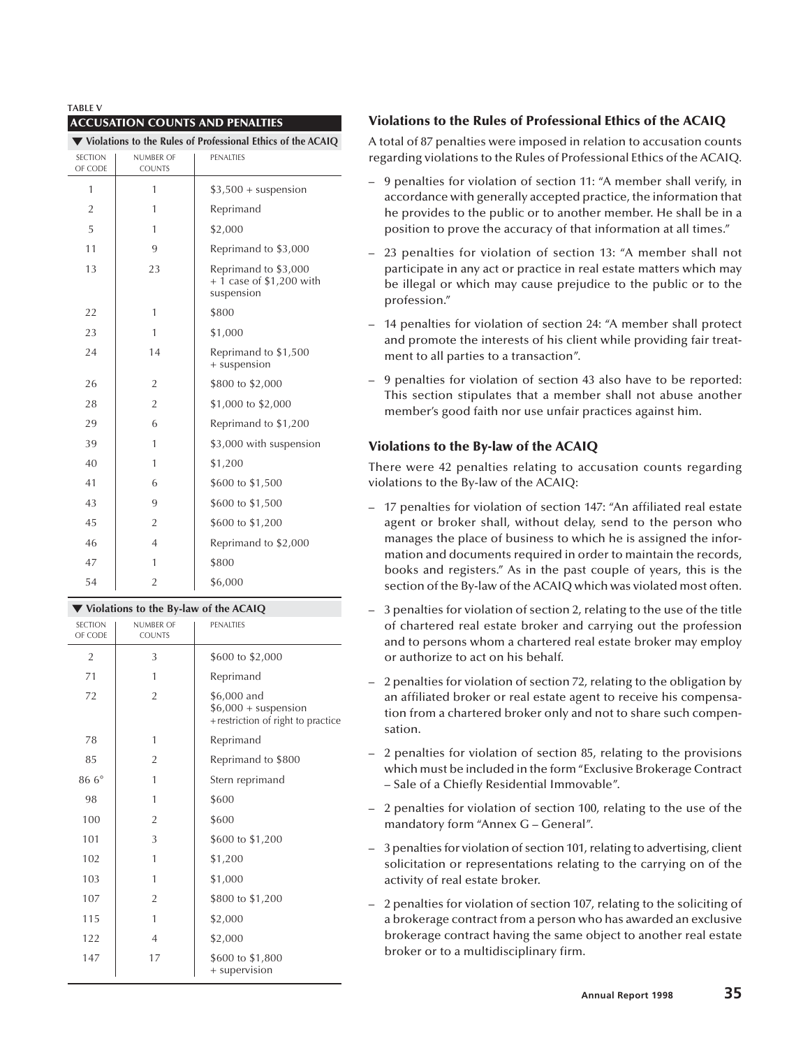**TABLE V**

**ACCUSATION COUNTS AND PENALTIES**

▼ **Violations to the Rules of Professional Ethics of the ACAIQ**

| SECTION OF CODE | NUMBER OF COUNTS | PENALTIES |
|---|---|---|
| 1 | 1 | $3,500 + suspension |
| 2 | 1 | Reprimand |
| 5 | 1 | $2,000 |
| 11 | 9 | Reprimand to $3,000 |
| 13 | 23 | Reprimand to $3,000 + 1 case of $1,200 with suspension |
| 22 | 1 | $800 |
| 23 | 1 | $1,000 |
| 24 | 14 | Reprimand to $1,500 + suspension |
| 26 | 2 | $800 to $2,000 |
| 28 | 2 | $1,000 to $2,000 |
| 29 | 6 | Reprimand to $1,200 |
| 39 | 1 | $3,000 with suspension |
| 40 | 1 | $1,200 |
| 41 | 6 | $600 to $1,500 |
| 43 | 9 | $600 to $1,500 |
| 45 | 2 | $600 to $1,200 |
| 46 | 4 | Reprimand to $2,000 |
| 47 | 1 | $800 |
| 54 | 2 | $6,000 |

▼ **Violations to the By-law of the ACAIQ**

| SECTION OF CODE | NUMBER OF COUNTS | PENALTIES |
|---|---|---|
| 2 | 3 | $600 to $2,000 |
| 71 | 1 | Reprimand |
| 72 | 2 | $6,000 and $6,000 + suspension + restriction of right to practice |
| 78 | 1 | Reprimand |
| 85 | 2 | Reprimand to $800 |
| 86 6° | 1 | Stern reprimand |
| 98 | 1 | $600 |
| 100 | 2 | $600 |
| 101 | 3 | $600 to $1,200 |
| 102 | 1 | $1,200 |
| 103 | 1 | $1,000 |
| 107 | 2 | $800 to $1,200 |
| 115 | 1 | $2,000 |
| 122 | 4 | $2,000 |
| 147 | 17 | $600 to $1,800 + supervision |

### Violations to the Rules of Professional Ethics of the ACAIQ

A total of 87 penalties were imposed in relation to accusation counts regarding violations to the Rules of Professional Ethics of the ACAIQ.

- 9 penalties for violation of section 11: "A member shall verify, in accordance with generally accepted practice, the information that he provides to the public or to another member. He shall be in a position to prove the accuracy of that information at all times."
- 23 penalties for violation of section 13: "A member shall not participate in any act or practice in real estate matters which may be illegal or which may cause prejudice to the public or to the profession."
- 14 penalties for violation of section 24: "A member shall protect and promote the interests of his client while providing fair treatment to all parties to a transaction".
- 9 penalties for violation of section 43 also have to be reported: This section stipulates that a member shall not abuse another member's good faith nor use unfair practices against him.

### Violations to the By-law of the ACAIQ

There were 42 penalties relating to accusation counts regarding violations to the By-law of the ACAIQ:

- 17 penalties for violation of section 147: "An affiliated real estate agent or broker shall, without delay, send to the person who manages the place of business to which he is assigned the information and documents required in order to maintain the records, books and registers." As in the past couple of years, this is the section of the By-law of the ACAIQ which was violated most often.
- 3 penalties for violation of section 2, relating to the use of the title of chartered real estate broker and carrying out the profession and to persons whom a chartered real estate broker may employ or authorize to act on his behalf.
- 2 penalties for violation of section 72, relating to the obligation by an affiliated broker or real estate agent to receive his compensation from a chartered broker only and not to share such compensation.
- 2 penalties for violation of section 85, relating to the provisions which must be included in the form "Exclusive Brokerage Contract – Sale of a Chiefly Residential Immovable".
- 2 penalties for violation of section 100, relating to the use of the mandatory form "Annex G – General".
- 3 penalties for violation of section 101, relating to advertising, client solicitation or representations relating to the carrying on of the activity of real estate broker.
- 2 penalties for violation of section 107, relating to the soliciting of a brokerage contract from a person who has awarded an exclusive brokerage contract having the same object to another real estate broker or to a multidisciplinary firm.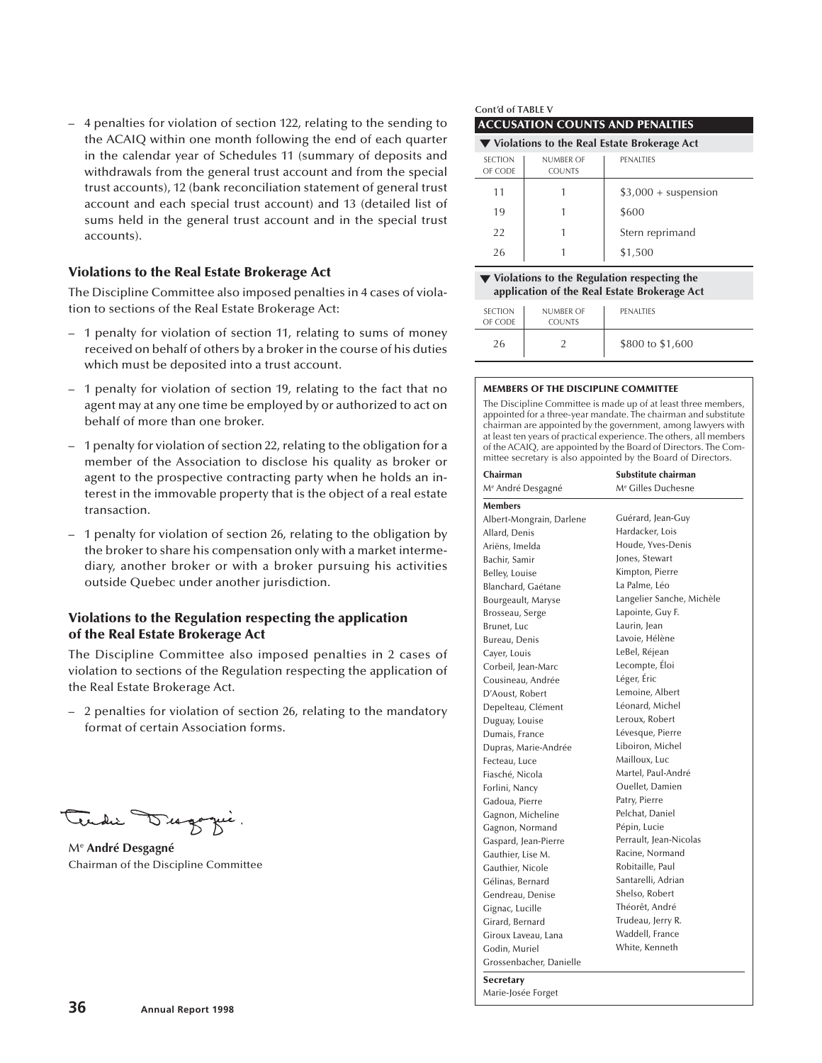– 4 penalties for violation of section 122, relating to the sending to the ACAIQ within one month following the end of each quarter in the calendar year of Schedules 11 (summary of deposits and withdrawals from the general trust account and from the special trust accounts), 12 (bank reconciliation statement of general trust account and each special trust account) and 13 (detailed list of sums held in the general trust account and in the special trust accounts).

### Violations to the Real Estate Brokerage Act

The Discipline Committee also imposed penalties in 4 cases of violation to sections of the Real Estate Brokerage Act:

– 1 penalty for violation of section 11, relating to sums of money received on behalf of others by a broker in the course of his duties which must be deposited into a trust account.

– 1 penalty for violation of section 19, relating to the fact that no agent may at any one time be employed by or authorized to act on behalf of more than one broker.

– 1 penalty for violation of section 22, relating to the obligation for a member of the Association to disclose his quality as broker or agent to the prospective contracting party when he holds an interest in the immovable property that is the object of a real estate transaction.

– 1 penalty for violation of section 26, relating to the obligation by the broker to share his compensation only with a market intermediary, another broker or with a broker pursuing his activities outside Quebec under another jurisdiction.

### Violations to the Regulation respecting the application of the Real Estate Brokerage Act

The Discipline Committee also imposed penalties in 2 cases of violation to sections of the Regulation respecting the application of the Real Estate Brokerage Act.

– 2 penalties for violation of section 26, relating to the mandatory format of certain Association forms.

Mᵉ **André Desgagné**
Chairman of the Discipline Committee

Cont'd of TABLE V

**ACCUSATION COUNTS AND PENALTIES**

**▼ Violations to the Real Estate Brokerage Act**

| SECTION OF CODE | NUMBER OF COUNTS | PENALTIES |
|---|---|---|
| 11 | 1 | $3,000 + suspension |
| 19 | 1 | $600 |
| 22 | 1 | Stern reprimand |
| 26 | 1 | $1,500 |

**▼ Violations to the Regulation respecting the application of the Real Estate Brokerage Act**

| SECTION OF CODE | NUMBER OF COUNTS | PENALTIES |
|---|---|---|
| 26 | 2 | $800 to $1,600 |

**MEMBERS OF THE DISCIPLINE COMMITTEE**

The Discipline Committee is made up of at least three members, appointed for a three-year mandate. The chairman and substitute chairman are appointed by the government, among lawyers with at least ten years of practical experience. The others, all members of the ACAIQ, are appointed by the Board of Directors. The Committee secretary is also appointed by the Board of Directors.

**Chairman**
Mᵉ André Desgagné

**Substitute chairman**
Mᵉ Gilles Duchesne

**Members**

Albert-Mongrain, Darlene
Allard, Denis
Ariëns, Imelda
Bachir, Samir
Belley, Louise
Blanchard, Gaétane
Bourgeault, Maryse
Brosseau, Serge
Brunet, Luc
Bureau, Denis
Cayer, Louis
Corbeil, Jean-Marc
Cousineau, Andrée
D'Aoust, Robert
Depelteau, Clément
Duguay, Louise
Dumais, France
Dupras, Marie-Andrée
Fecteau, Luce
Fiasché, Nicola
Forlini, Nancy
Gadoua, Pierre
Gagnon, Micheline
Gagnon, Normand
Gaspard, Jean-Pierre
Gauthier, Lise M.
Gauthier, Nicole
Gélinas, Bernard
Gendreau, Denise
Gignac, Lucille
Girard, Bernard
Giroux Laveau, Lana
Godin, Muriel
Grossenbacher, Danielle
Guérard, Jean-Guy
Hardacker, Lois
Houde, Yves-Denis
Jones, Stewart
Kimpton, Pierre
La Palme, Léo
Langelier Sanche, Michèle
Lapointe, Guy F.
Laurin, Jean
Lavoie, Hélène
LeBel, Réjean
Lecompte, Éloi
Léger, Éric
Lemoine, Albert
Léonard, Michel
Leroux, Robert
Lévesque, Pierre
Liboiron, Michel
Mailloux, Luc
Martel, Paul-André
Ouellet, Damien
Patry, Pierre
Pelchat, Daniel
Pépin, Lucie
Perrault, Jean-Nicolas
Racine, Normand
Robitaille, Paul
Santarelli, Adrian
Shelso, Robert
Théorêt, André
Trudeau, Jerry R.
Waddell, France
White, Kenneth

**Secretary**
Marie-Josée Forget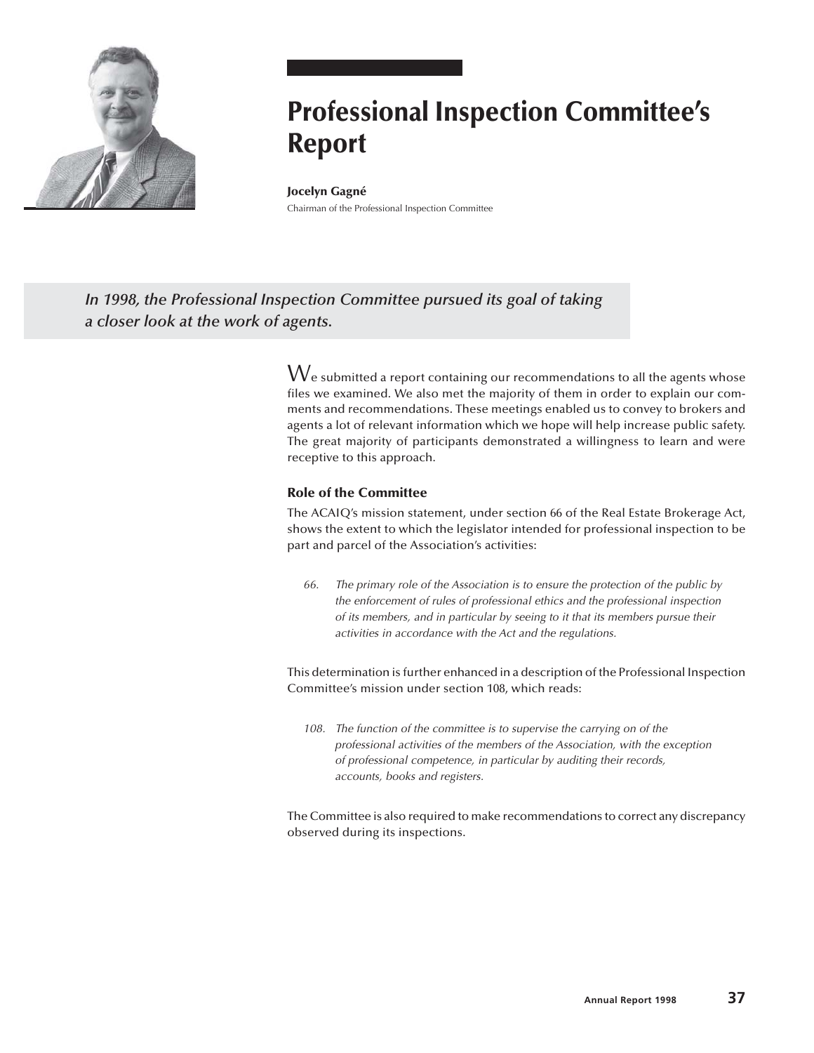# Professional Inspection Committee's Report

**Jocelyn Gagné**
Chairman of the Professional Inspection Committee

***In 1998, the Professional Inspection Committee pursued its goal of taking a closer look at the work of agents.***

We submitted a report containing our recommendations to all the agents whose files we examined. We also met the majority of them in order to explain our comments and recommendations. These meetings enabled us to convey to brokers and agents a lot of relevant information which we hope will help increase public safety. The great majority of participants demonstrated a willingness to learn and were receptive to this approach.

### Role of the Committee

The ACAIQ's mission statement, under section 66 of the Real Estate Brokerage Act, shows the extent to which the legislator intended for professional inspection to be part and parcel of the Association's activities:

> *66. The primary role of the Association is to ensure the protection of the public by the enforcement of rules of professional ethics and the professional inspection of its members, and in particular by seeing to it that its members pursue their activities in accordance with the Act and the regulations.*

This determination is further enhanced in a description of the Professional Inspection Committee's mission under section 108, which reads:

> *108. The function of the committee is to supervise the carrying on of the professional activities of the members of the Association, with the exception of professional competence, in particular by auditing their records, accounts, books and registers.*

The Committee is also required to make recommendations to correct any discrepancy observed during its inspections.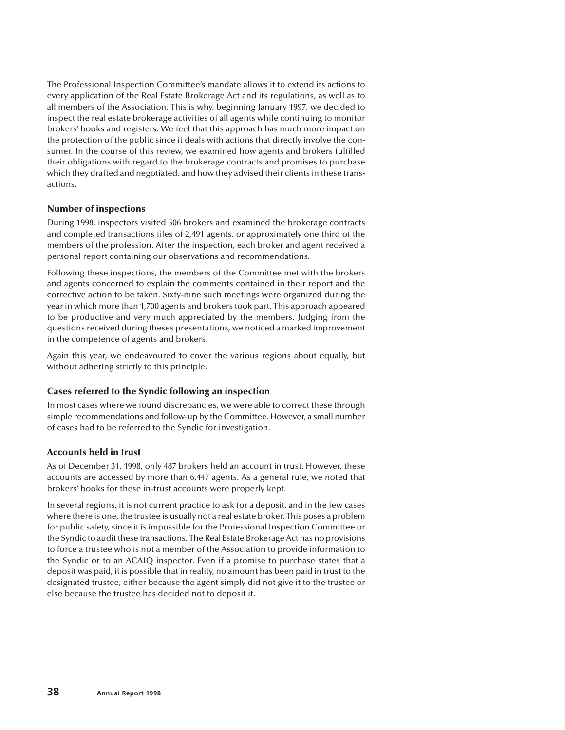The Professional Inspection Committee's mandate allows it to extend its actions to every application of the Real Estate Brokerage Act and its regulations, as well as to all members of the Association. This is why, beginning January 1997, we decided to inspect the real estate brokerage activities of all agents while continuing to monitor brokers' books and registers. We feel that this approach has much more impact on the protection of the public since it deals with actions that directly involve the consumer. In the course of this review, we examined how agents and brokers fulfilled their obligations with regard to the brokerage contracts and promises to purchase which they drafted and negotiated, and how they advised their clients in these transactions.

### Number of inspections

During 1998, inspectors visited 506 brokers and examined the brokerage contracts and completed transactions files of 2,491 agents, or approximately one third of the members of the profession. After the inspection, each broker and agent received a personal report containing our observations and recommendations.

Following these inspections, the members of the Committee met with the brokers and agents concerned to explain the comments contained in their report and the corrective action to be taken. Sixty-nine such meetings were organized during the year in which more than 1,700 agents and brokers took part. This approach appeared to be productive and very much appreciated by the members. Judging from the questions received during theses presentations, we noticed a marked improvement in the competence of agents and brokers.

Again this year, we endeavoured to cover the various regions about equally, but without adhering strictly to this principle.

### Cases referred to the Syndic following an inspection

In most cases where we found discrepancies, we were able to correct these through simple recommendations and follow-up by the Committee. However, a small number of cases had to be referred to the Syndic for investigation.

### Accounts held in trust

As of December 31, 1998, only 487 brokers held an account in trust. However, these accounts are accessed by more than 6,447 agents. As a general rule, we noted that brokers' books for these in-trust accounts were properly kept.

In several regions, it is not current practice to ask for a deposit, and in the few cases where there is one, the trustee is usually not a real estate broker. This poses a problem for public safety, since it is impossible for the Professional Inspection Committee or the Syndic to audit these transactions. The Real Estate Brokerage Act has no provisions to force a trustee who is not a member of the Association to provide information to the Syndic or to an ACAIQ inspector. Even if a promise to purchase states that a deposit was paid, it is possible that in reality, no amount has been paid in trust to the designated trustee, either because the agent simply did not give it to the trustee or else because the trustee has decided not to deposit it.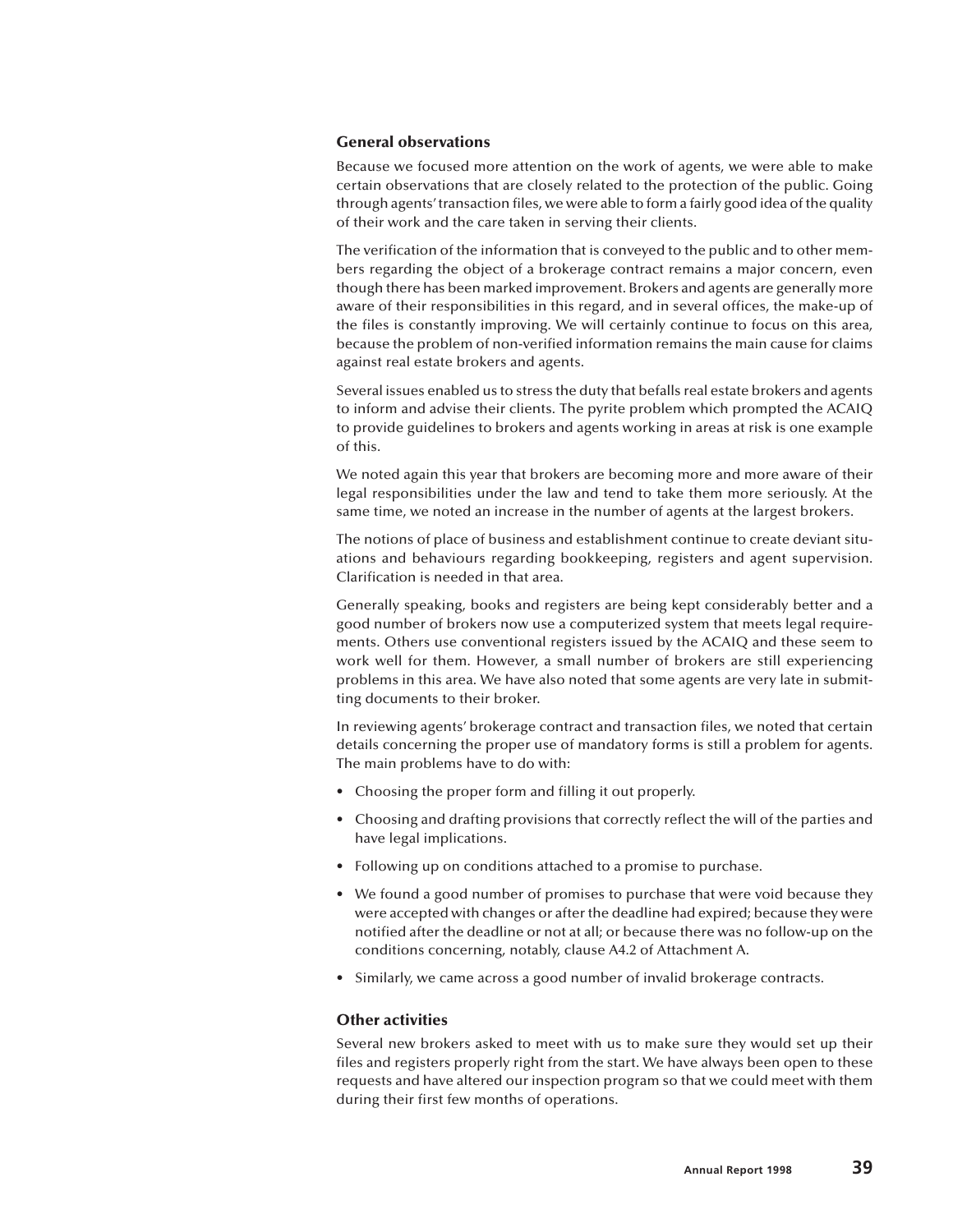### General observations

Because we focused more attention on the work of agents, we were able to make certain observations that are closely related to the protection of the public. Going through agents' transaction files, we were able to form a fairly good idea of the quality of their work and the care taken in serving their clients.

The verification of the information that is conveyed to the public and to other members regarding the object of a brokerage contract remains a major concern, even though there has been marked improvement. Brokers and agents are generally more aware of their responsibilities in this regard, and in several offices, the make-up of the files is constantly improving. We will certainly continue to focus on this area, because the problem of non-verified information remains the main cause for claims against real estate brokers and agents.

Several issues enabled us to stress the duty that befalls real estate brokers and agents to inform and advise their clients. The pyrite problem which prompted the ACAIQ to provide guidelines to brokers and agents working in areas at risk is one example of this.

We noted again this year that brokers are becoming more and more aware of their legal responsibilities under the law and tend to take them more seriously. At the same time, we noted an increase in the number of agents at the largest brokers.

The notions of place of business and establishment continue to create deviant situations and behaviours regarding bookkeeping, registers and agent supervision. Clarification is needed in that area.

Generally speaking, books and registers are being kept considerably better and a good number of brokers now use a computerized system that meets legal requirements. Others use conventional registers issued by the ACAIQ and these seem to work well for them. However, a small number of brokers are still experiencing problems in this area. We have also noted that some agents are very late in submitting documents to their broker.

In reviewing agents' brokerage contract and transaction files, we noted that certain details concerning the proper use of mandatory forms is still a problem for agents. The main problems have to do with:

- Choosing the proper form and filling it out properly.
- Choosing and drafting provisions that correctly reflect the will of the parties and have legal implications.
- Following up on conditions attached to a promise to purchase.
- We found a good number of promises to purchase that were void because they were accepted with changes or after the deadline had expired; because they were notified after the deadline or not at all; or because there was no follow-up on the conditions concerning, notably, clause A4.2 of Attachment A.
- Similarly, we came across a good number of invalid brokerage contracts.

### Other activities

Several new brokers asked to meet with us to make sure they would set up their files and registers properly right from the start. We have always been open to these requests and have altered our inspection program so that we could meet with them during their first few months of operations.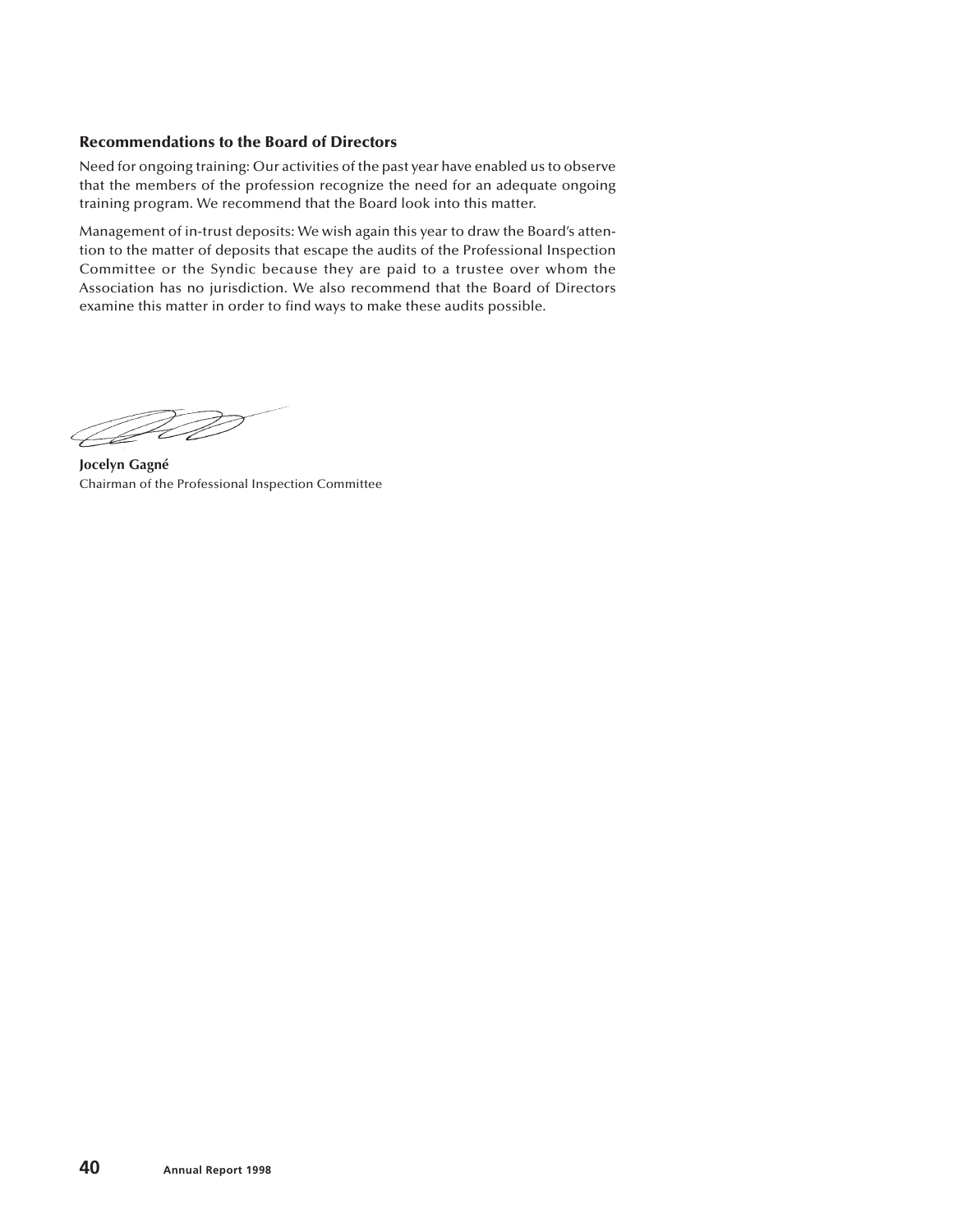### Recommendations to the Board of Directors

Need for ongoing training: Our activities of the past year have enabled us to observe that the members of the profession recognize the need for an adequate ongoing training program. We recommend that the Board look into this matter.

Management of in-trust deposits: We wish again this year to draw the Board's attention to the matter of deposits that escape the audits of the Professional Inspection Committee or the Syndic because they are paid to a trustee over whom the Association has no jurisdiction. We also recommend that the Board of Directors examine this matter in order to find ways to make these audits possible.

**Jocelyn Gagné**
Chairman of the Professional Inspection Committee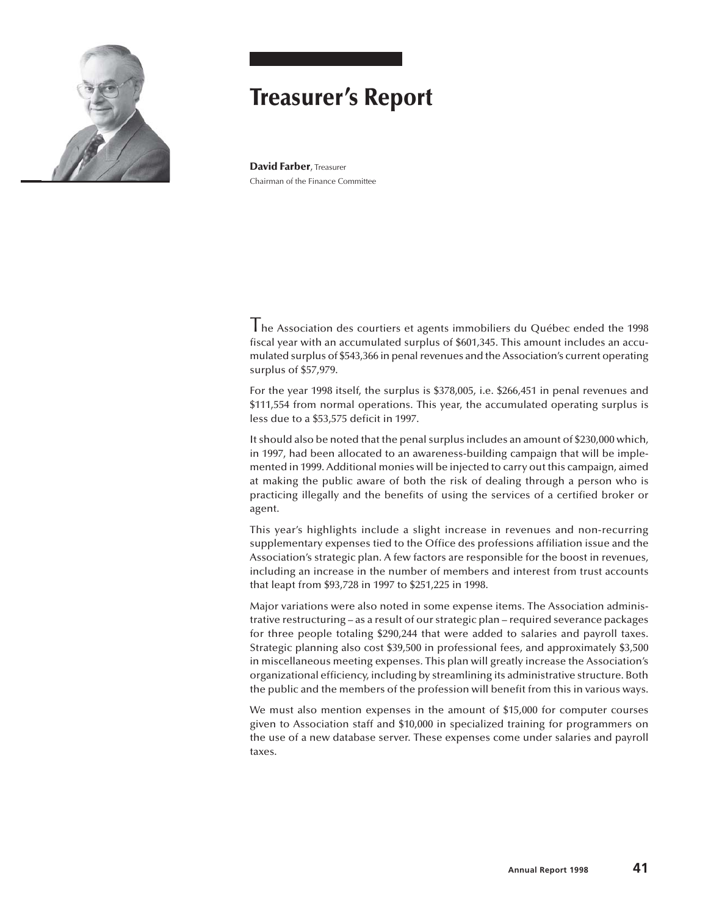# Treasurer's Report

**David Farber**, Treasurer
Chairman of the Finance Committee

The Association des courtiers et agents immobiliers du Québec ended the 1998 fiscal year with an accumulated surplus of $601,345. This amount includes an accumulated surplus of $543,366 in penal revenues and the Association's current operating surplus of $57,979.

For the year 1998 itself, the surplus is $378,005, i.e. $266,451 in penal revenues and $111,554 from normal operations. This year, the accumulated operating surplus is less due to a $53,575 deficit in 1997.

It should also be noted that the penal surplus includes an amount of $230,000 which, in 1997, had been allocated to an awareness-building campaign that will be implemented in 1999. Additional monies will be injected to carry out this campaign, aimed at making the public aware of both the risk of dealing through a person who is practicing illegally and the benefits of using the services of a certified broker or agent.

This year's highlights include a slight increase in revenues and non-recurring supplementary expenses tied to the Office des professions affiliation issue and the Association's strategic plan. A few factors are responsible for the boost in revenues, including an increase in the number of members and interest from trust accounts that leapt from $93,728 in 1997 to $251,225 in 1998.

Major variations were also noted in some expense items. The Association administrative restructuring – as a result of our strategic plan – required severance packages for three people totaling $290,244 that were added to salaries and payroll taxes. Strategic planning also cost $39,500 in professional fees, and approximately $3,500 in miscellaneous meeting expenses. This plan will greatly increase the Association's organizational efficiency, including by streamlining its administrative structure. Both the public and the members of the profession will benefit from this in various ways.

We must also mention expenses in the amount of $15,000 for computer courses given to Association staff and $10,000 in specialized training for programmers on the use of a new database server. These expenses come under salaries and payroll taxes.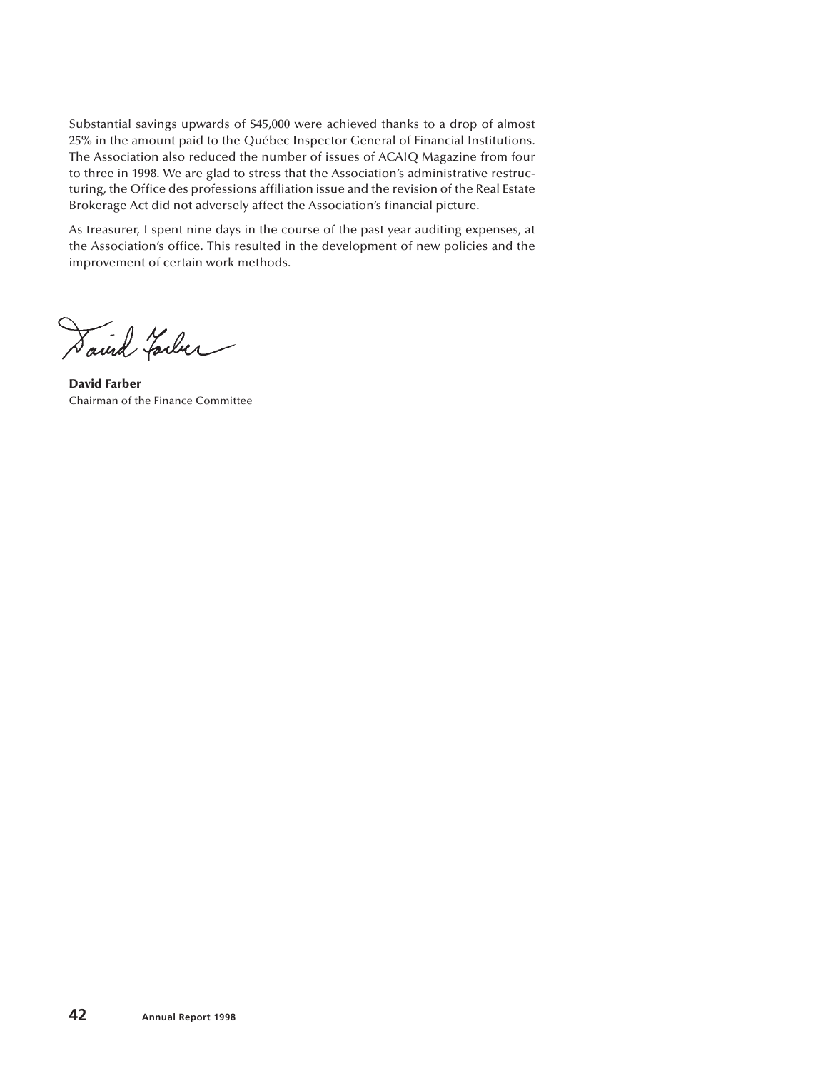Substantial savings upwards of $45,000 were achieved thanks to a drop of almost 25% in the amount paid to the Québec Inspector General of Financial Institutions. The Association also reduced the number of issues of ACAIQ Magazine from four to three in 1998. We are glad to stress that the Association's administrative restructuring, the Office des professions affiliation issue and the revision of the Real Estate Brokerage Act did not adversely affect the Association's financial picture.

As treasurer, I spent nine days in the course of the past year auditing expenses, at the Association's office. This resulted in the development of new policies and the improvement of certain work methods.

**David Farber**
Chairman of the Finance Committee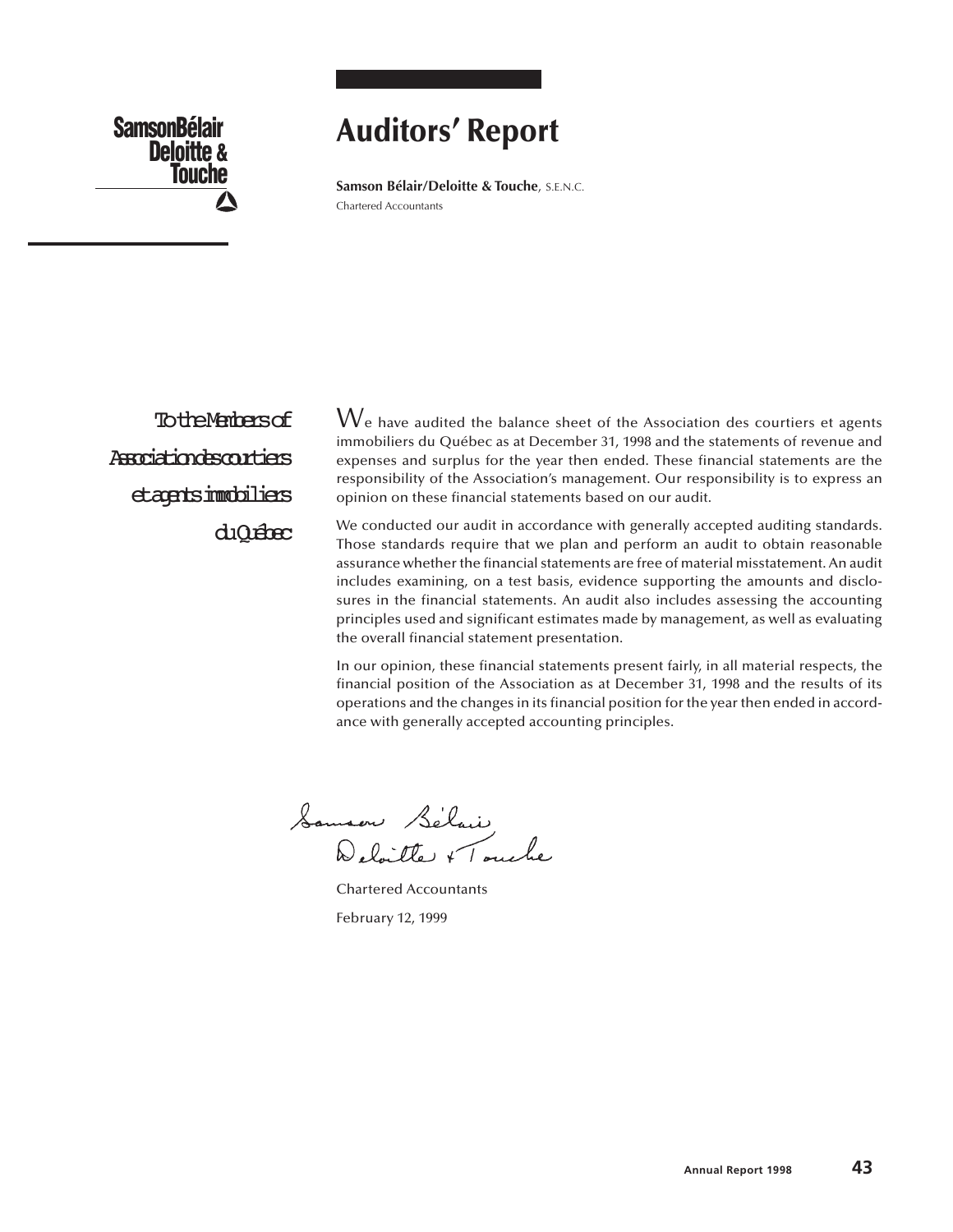**SamsonBélair Deloitte & Touche**

# Auditors' Report

**Samson Bélair/Deloitte & Touche**, S.E.N.C.
Chartered Accountants

To the Members of Association des courtiers et agents immobiliers du Québec

We have audited the balance sheet of the Association des courtiers et agents immobiliers du Québec as at December 31, 1998 and the statements of revenue and expenses and surplus for the year then ended. These financial statements are the responsibility of the Association's management. Our responsibility is to express an opinion on these financial statements based on our audit.

We conducted our audit in accordance with generally accepted auditing standards. Those standards require that we plan and perform an audit to obtain reasonable assurance whether the financial statements are free of material misstatement. An audit includes examining, on a test basis, evidence supporting the amounts and disclosures in the financial statements. An audit also includes assessing the accounting principles used and significant estimates made by management, as well as evaluating the overall financial statement presentation.

In our opinion, these financial statements present fairly, in all material respects, the financial position of the Association as at December 31, 1998 and the results of its operations and the changes in its financial position for the year then ended in accordance with generally accepted accounting principles.

Samson Bélair Deloitte & Touche

Chartered Accountants

February 12, 1999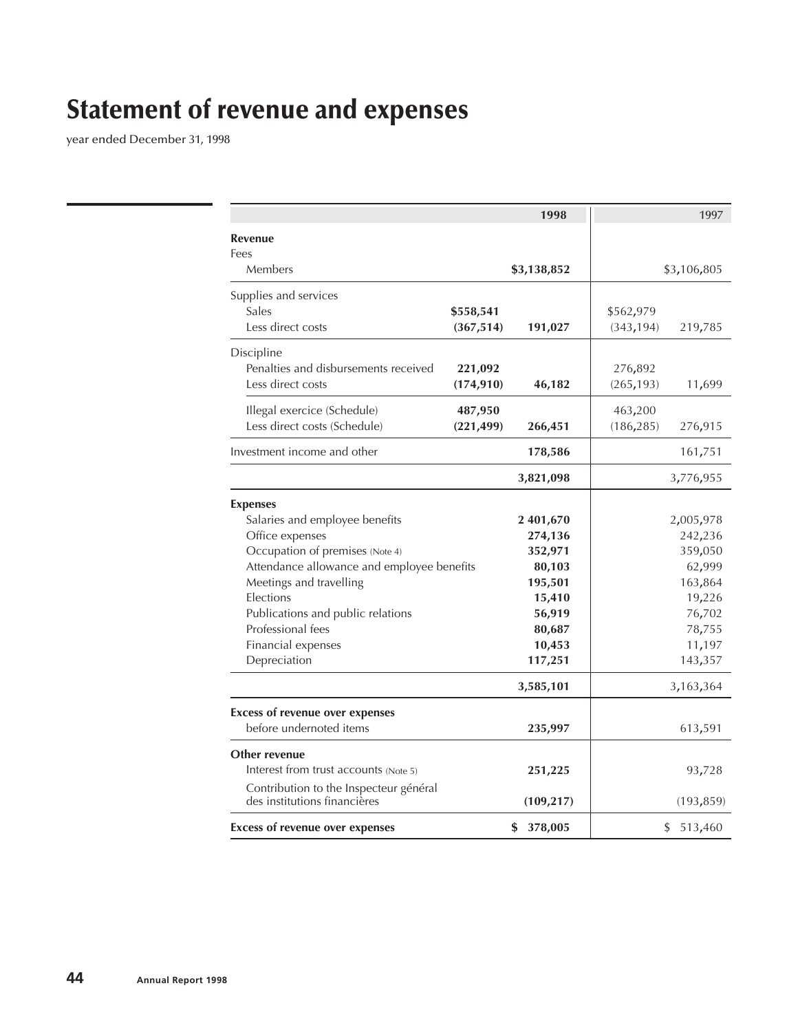# Statement of revenue and expenses

year ended December 31, 1998

| | | 1998 | | 1997 |
|---|---|---|---|---|
| **Revenue** | | | | |
| Fees | | | | |
| Members | | **$3,138,852** | | $3,106,805 |
| Supplies and services | | | | |
| Sales | **$558,541** | | $562,979 | |
| Less direct costs | **(367,514)** | **191,027** | (343,194) | 219,785 |
| Discipline | | | | |
| Penalties and disbursements received | **221,092** | | 276,892 | |
| Less direct costs | **(174,910)** | **46,182** | (265,193) | 11,699 |
| Illegal exercice (Schedule) | **487,950** | | 463,200 | |
| Less direct costs (Schedule) | **(221,499)** | **266,451** | (186,285) | 276,915 |
| Investment income and other | | **178,586** | | 161,751 |
| | | **3,821,098** | | 3,776,955 |
| **Expenses** | | | | |
| Salaries and employee benefits | | **2 401,670** | | 2,005,978 |
| Office expenses | | **274,136** | | 242,236 |
| Occupation of premises (Note 4) | | **352,971** | | 359,050 |
| Attendance allowance and employee benefits | | **80,103** | | 62,999 |
| Meetings and travelling | | **195,501** | | 163,864 |
| Elections | | **15,410** | | 19,226 |
| Publications and public relations | | **56,919** | | 76,702 |
| Professional fees | | **80,687** | | 78,755 |
| Financial expenses | | **10,453** | | 11,197 |
| Depreciation | | **117,251** | | 143,357 |
| | | **3,585,101** | | 3,163,364 |
| **Excess of revenue over expenses** before undernoted items | | **235,997** | | 613,591 |
| **Other revenue** | | | | |
| Interest from trust accounts (Note 5) | | **251,225** | | 93,728 |
| Contribution to the Inspecteur général des institutions financières | | **(109,217)** | | (193,859) |
| **Excess of revenue over expenses** | | **$ 378,005** | | $ 513,460 |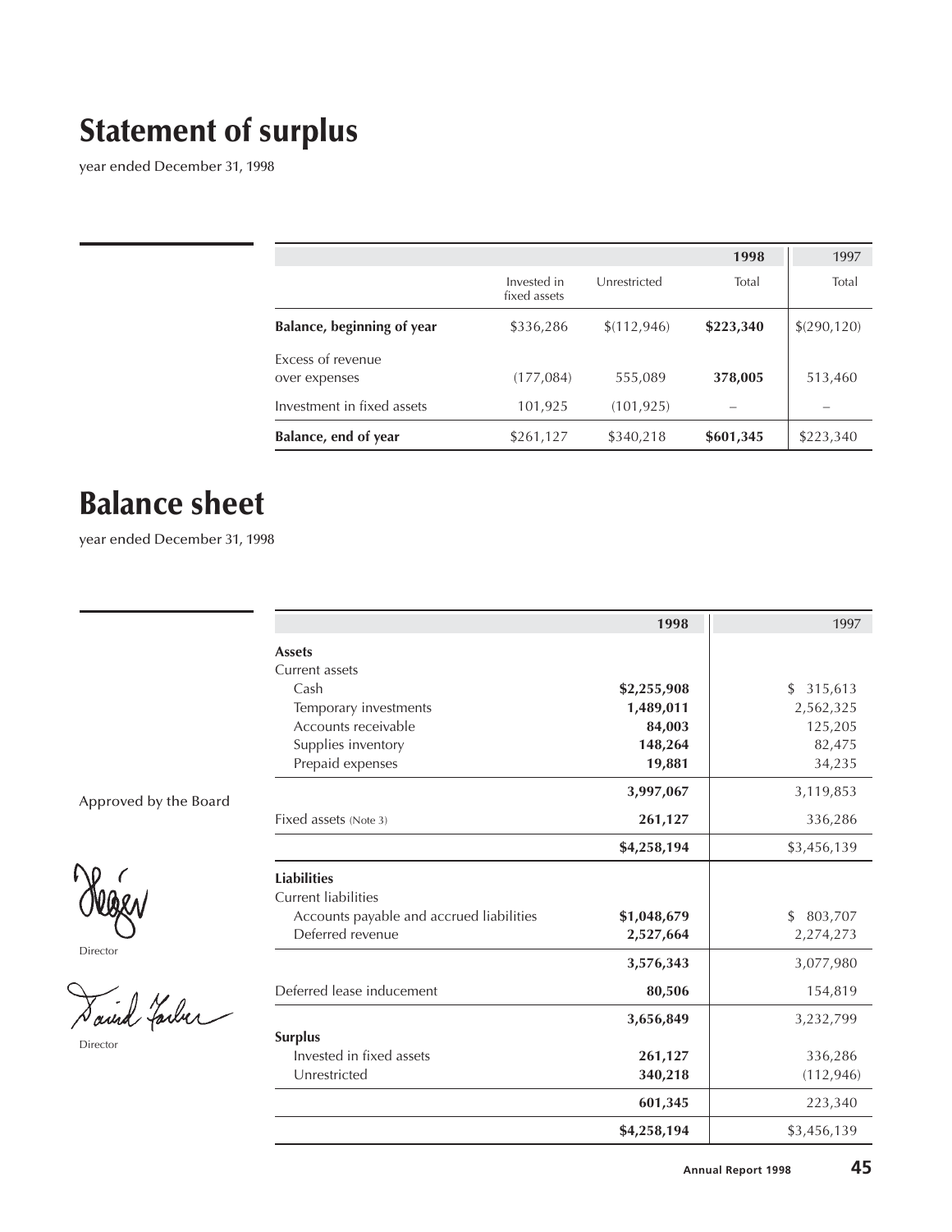# Statement of surplus

year ended December 31, 1998

| | | | 1998 | 1997 |
|---|---|---|---|---|
| | Invested in fixed assets | Unrestricted | Total | Total |
| **Balance, beginning of year** | $336,286 | $(112,946) | **$223,340** | $(290,120) |
| Excess of revenue over expenses | (177,084) | 555,089 | **378,005** | 513,460 |
| Investment in fixed assets | 101,925 | (101,925) | – | – |
| **Balance, end of year** | $261,127 | $340,218 | **$601,345** | $223,340 |

# Balance sheet

year ended December 31, 1998

| | 1998 | 1997 |
|---|---|---|
| **Assets** | | |
| Current assets | | |
| Cash | **$2,255,908** | $ 315,613 |
| Temporary investments | **1,489,011** | 2,562,325 |
| Accounts receivable | **84,003** | 125,205 |
| Supplies inventory | **148,264** | 82,475 |
| Prepaid expenses | **19,881** | 34,235 |
| | **3,997,067** | 3,119,853 |
| Fixed assets (Note 3) | **261,127** | 336,286 |
| | **$4,258,194** | $3,456,139 |
| **Liabilities** | | |
| Current liabilities | | |
| Accounts payable and accrued liabilities | **$1,048,679** | $ 803,707 |
| Deferred revenue | **2,527,664** | 2,274,273 |
| | **3,576,343** | 3,077,980 |
| Deferred lease inducement | **80,506** | 154,819 |
| | **3,656,849** | 3,232,799 |
| **Surplus** | | |
| Invested in fixed assets | **261,127** | 336,286 |
| Unrestricted | **340,218** | (112,946) |
| | **601,345** | 223,340 |
| | **$4,258,194** | $3,456,139 |

Approved by the Board

Director

Director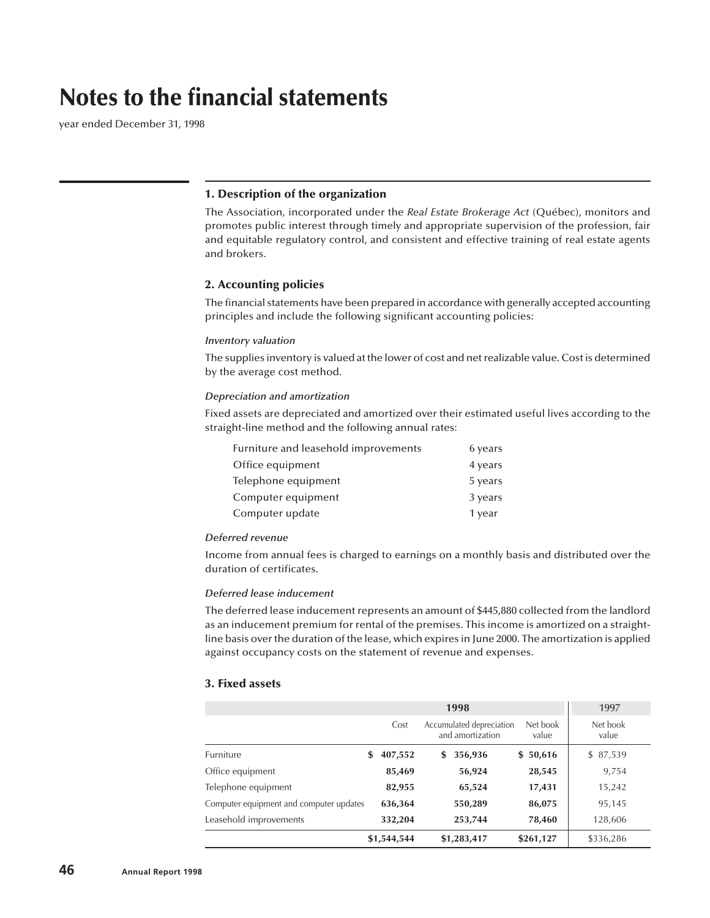# Notes to the financial statements

year ended December 31, 1998

## 1. Description of the organization

The Association, incorporated under the *Real Estate Brokerage Act* (Québec), monitors and promotes public interest through timely and appropriate supervision of the profession, fair and equitable regulatory control, and consistent and effective training of real estate agents and brokers.

## 2. Accounting policies

The financial statements have been prepared in accordance with generally accepted accounting principles and include the following significant accounting policies:

### *Inventory valuation*

The supplies inventory is valued at the lower of cost and net realizable value. Cost is determined by the average cost method.

### *Depreciation and amortization*

Fixed assets are depreciated and amortized over their estimated useful lives according to the straight-line method and the following annual rates:

| | |
|---|---|
| Furniture and leasehold improvements | 6 years |
| Office equipment | 4 years |
| Telephone equipment | 5 years |
| Computer equipment | 3 years |
| Computer update | 1 year |

### *Deferred revenue*

Income from annual fees is charged to earnings on a monthly basis and distributed over the duration of certificates.

### *Deferred lease inducement*

The deferred lease inducement represents an amount of $445,880 collected from the landlord as an inducement premium for rental of the premises. This income is amortized on a straight-line basis over the duration of the lease, which expires in June 2000. The amortization is applied against occupancy costs on the statement of revenue and expenses.

## 3. Fixed assets

| | 1998 | | | 1997 |
|---|---|---|---|---|
| | Cost | Accumulated depreciation and amortization | Net book value | Net book value |
| Furniture | **$ 407,552** | **$ 356,936** | **$ 50,616** | $ 87,539 |
| Office equipment | **85,469** | **56,924** | **28,545** | 9,754 |
| Telephone equipment | **82,955** | **65,524** | **17,431** | 15,242 |
| Computer equipment and computer updates | **636,364** | **550,289** | **86,075** | 95,145 |
| Leasehold improvements | **332,204** | **253,744** | **78,460** | 128,606 |
| | **$1,544,544** | **$1,283,417** | **$261,127** | $336,286 |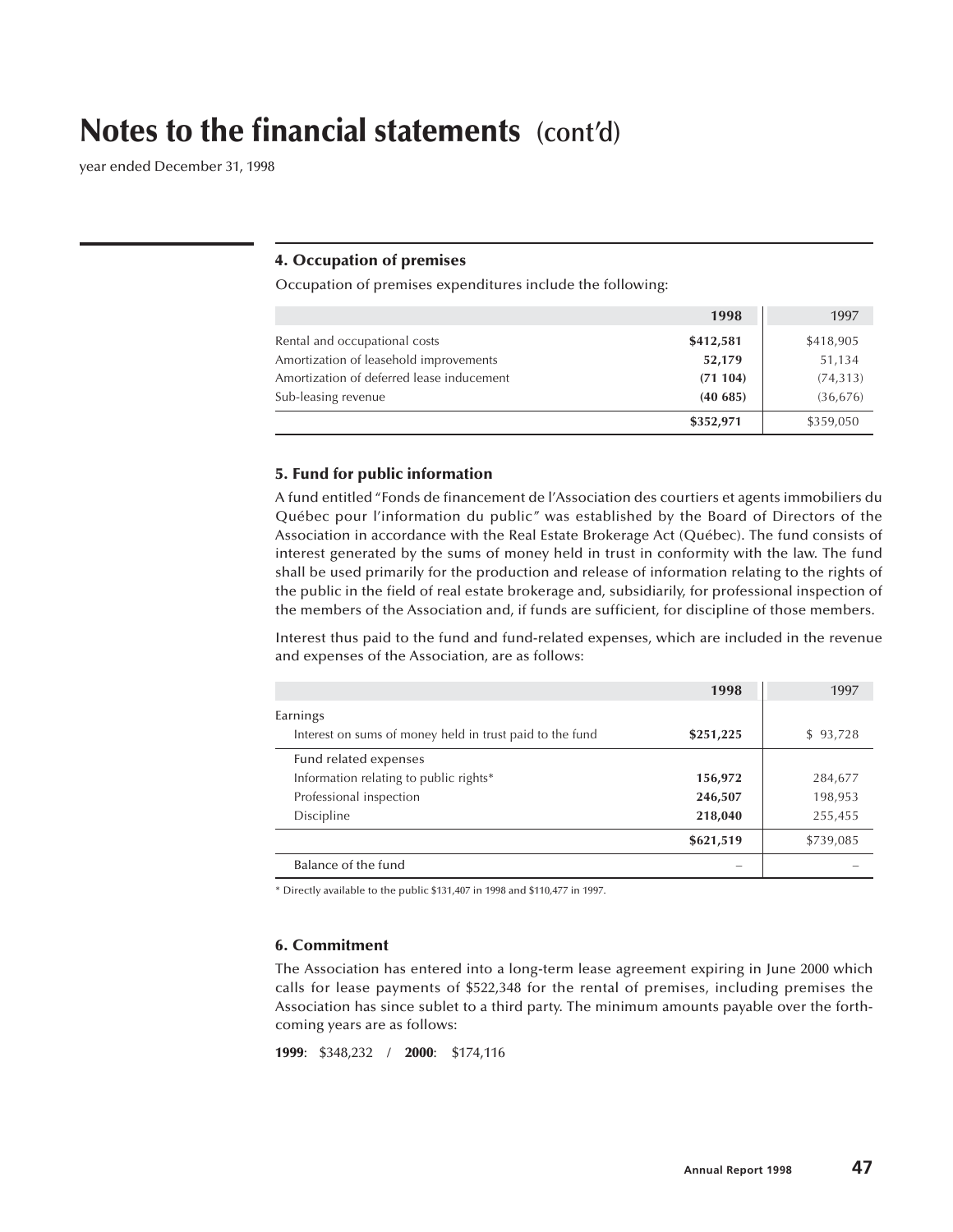# Notes to the financial statements (cont'd)

year ended December 31, 1998

### 4. Occupation of premises

Occupation of premises expenditures include the following:

| | 1998 | 1997 |
|---|---|---|
| Rental and occupational costs | **$412,581** | $418,905 |
| Amortization of leasehold improvements | **52,179** | 51,134 |
| Amortization of deferred lease inducement | **(71 104)** | (74,313) |
| Sub-leasing revenue | **(40 685)** | (36,676) |
| | **$352,971** | $359,050 |

### 5. Fund for public information

A fund entitled "Fonds de financement de l'Association des courtiers et agents immobiliers du Québec pour l'information du public" was established by the Board of Directors of the Association in accordance with the Real Estate Brokerage Act (Québec). The fund consists of interest generated by the sums of money held in trust in conformity with the law. The fund shall be used primarily for the production and release of information relating to the rights of the public in the field of real estate brokerage and, subsidiarily, for professional inspection of the members of the Association and, if funds are sufficient, for discipline of those members.

Interest thus paid to the fund and fund-related expenses, which are included in the revenue and expenses of the Association, are as follows:

| | 1998 | 1997 |
|---|---|---|
| Earnings | | |
| Interest on sums of money held in trust paid to the fund | **$251,225** | $ 93,728 |
| Fund related expenses | | |
| Information relating to public rights* | **156,972** | 284,677 |
| Professional inspection | **246,507** | 198,953 |
| Discipline | **218,040** | 255,455 |
| | **$621,519** | $739,085 |
| Balance of the fund | – | – |

* Directly available to the public $131,407 in 1998 and $110,477 in 1997.

### 6. Commitment

The Association has entered into a long-term lease agreement expiring in June 2000 which calls for lease payments of $522,348 for the rental of premises, including premises the Association has since sublet to a third party. The minimum amounts payable over the forthcoming years are as follows:

**1999**: $348,232 / **2000**: $174,116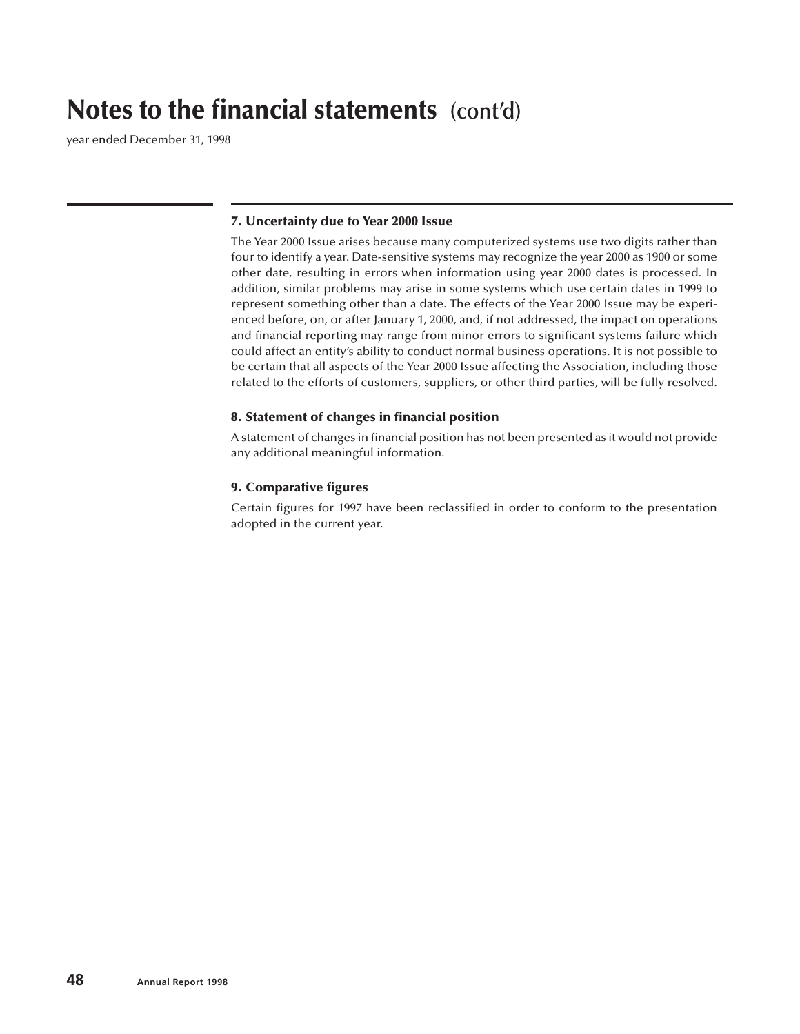# Notes to the financial statements (cont'd)

year ended December 31, 1998

### 7. Uncertainty due to Year 2000 Issue

The Year 2000 Issue arises because many computerized systems use two digits rather than four to identify a year. Date-sensitive systems may recognize the year 2000 as 1900 or some other date, resulting in errors when information using year 2000 dates is processed. In addition, similar problems may arise in some systems which use certain dates in 1999 to represent something other than a date. The effects of the Year 2000 Issue may be experienced before, on, or after January 1, 2000, and, if not addressed, the impact on operations and financial reporting may range from minor errors to significant systems failure which could affect an entity's ability to conduct normal business operations. It is not possible to be certain that all aspects of the Year 2000 Issue affecting the Association, including those related to the efforts of customers, suppliers, or other third parties, will be fully resolved.

### 8. Statement of changes in financial position

A statement of changes in financial position has not been presented as it would not provide any additional meaningful information.

### 9. Comparative figures

Certain figures for 1997 have been reclassified in order to conform to the presentation adopted in the current year.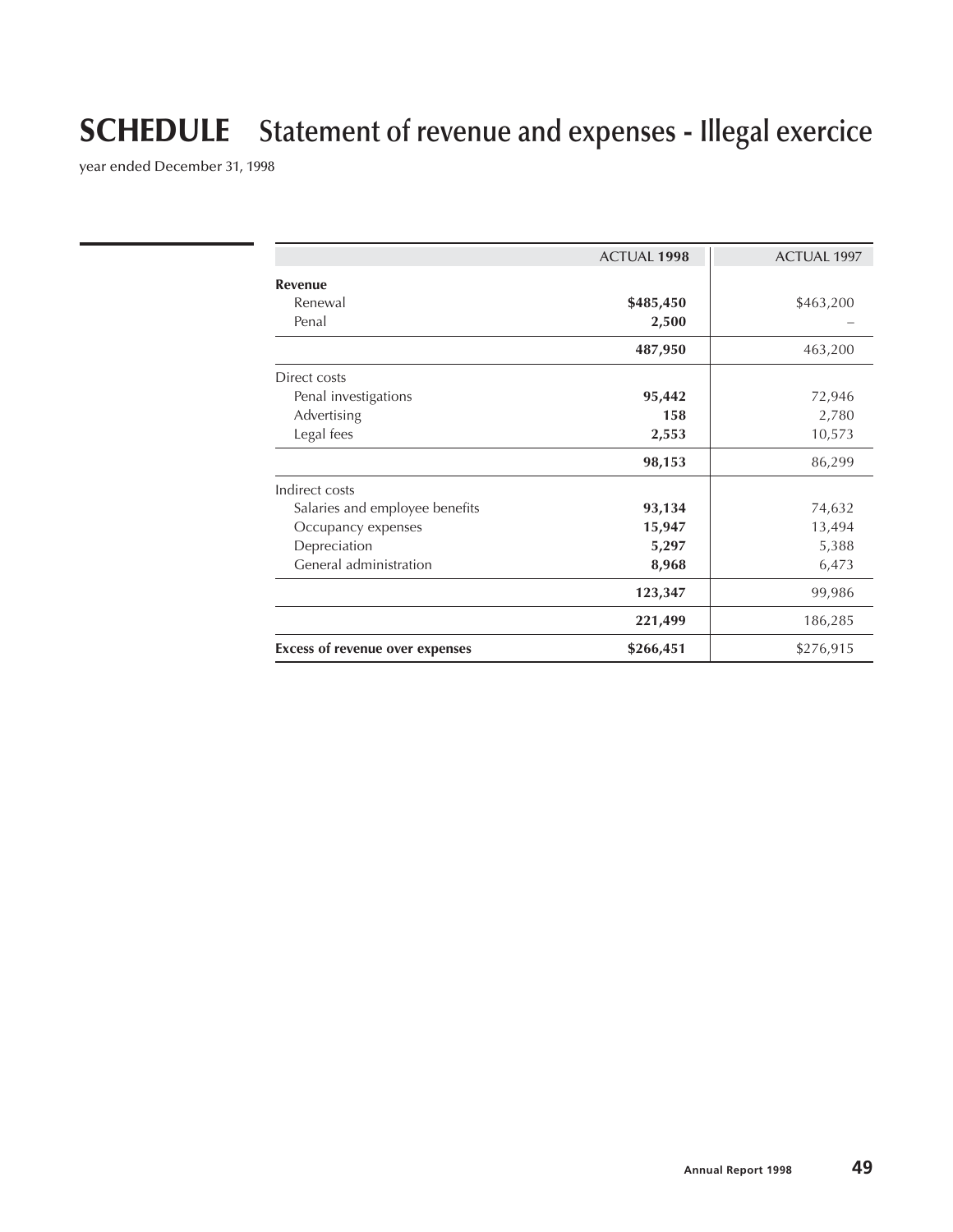# SCHEDULE Statement of revenue and expenses - Illegal exercice

year ended December 31, 1998

| | ACTUAL **1998** | ACTUAL 1997 |
|---|---|---|
| **Revenue** | | |
| Renewal | **$485,450** | $463,200 |
| Penal | **2,500** | – |
| | **487,950** | 463,200 |
| Direct costs | | |
| Penal investigations | **95,442** | 72,946 |
| Advertising | **158** | 2,780 |
| Legal fees | **2,553** | 10,573 |
| | **98,153** | 86,299 |
| Indirect costs | | |
| Salaries and employee benefits | **93,134** | 74,632 |
| Occupancy expenses | **15,947** | 13,494 |
| Depreciation | **5,297** | 5,388 |
| General administration | **8,968** | 6,473 |
| | **123,347** | 99,986 |
| | **221,499** | 186,285 |
| **Excess of revenue over expenses** | **$266,451** | $276,915 |